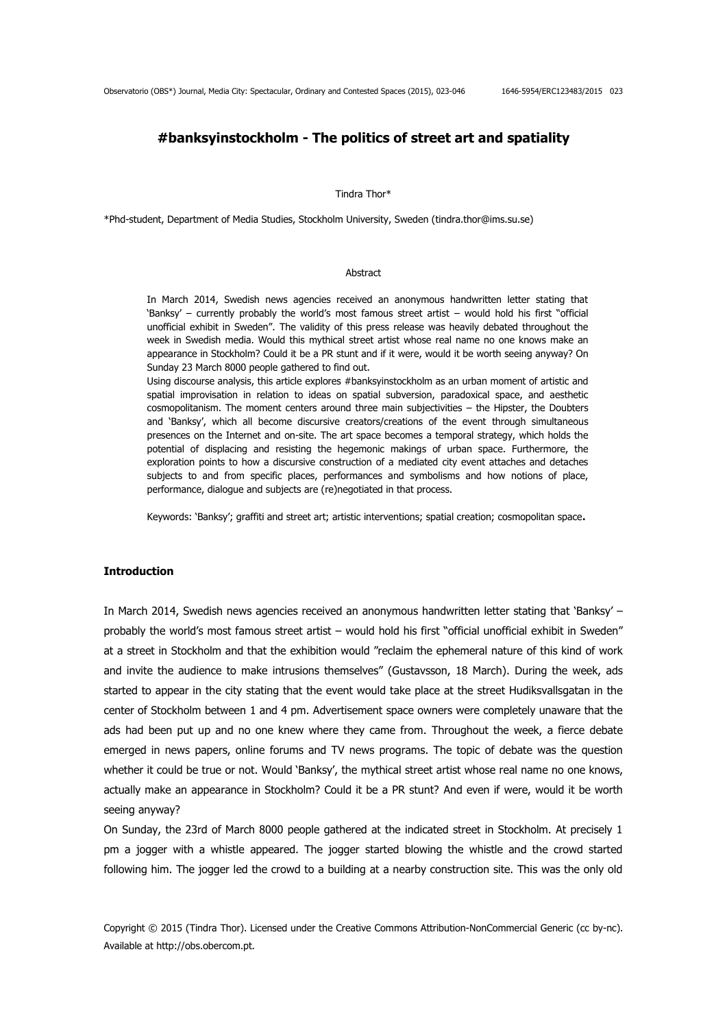# #banksyinstockholm - The politics of street art and spatiality

Tindra Thor*

*Phd-student, Department of Media Studies, Stockholm University, Sweden (tindra.thor@ims.su.se)

## Abstract

In March 2014, Swedish news agencies received an anonymous handwritten letter stating that 'Banksy' – currently probably the world's most famous street artist – would hold his first "official unofficial exhibit in Sweden". The validity of this press release was heavily debated throughout the week in Swedish media. Would this mythical street artist whose real name no one knows make an appearance in Stockholm? Could it be a PR stunt and if it were, would it be worth seeing anyway? On Sunday 23 March 8000 people gathered to find out.

Using discourse analysis, this article explores #banksyinstockholm as an urban moment of artistic and spatial improvisation in relation to ideas on spatial subversion, paradoxical space, and aesthetic cosmopolitanism. The moment centers around three main subjectivities – the Hipster, the Doubters and 'Banksy', which all become discursive creators/creations of the event through simultaneous presences on the Internet and on-site. The art space becomes a temporal strategy, which holds the potential of displacing and resisting the hegemonic makings of urban space. Furthermore, the exploration points to how a discursive construction of a mediated city event attaches and detaches subjects to and from specific places, performances and symbolisms and how notions of place, performance, dialogue and subjects are (re)negotiated in that process.

Keywords: 'Banksy'; graffiti and street art; artistic interventions; spatial creation; cosmopolitan space**.**

## Introduction

In March 2014, Swedish news agencies received an anonymous handwritten letter stating that 'Banksy' – probably the world's most famous street artist – would hold his first "official unofficial exhibit in Sweden" at a street in Stockholm and that the exhibition would "reclaim the ephemeral nature of this kind of work and invite the audience to make intrusions themselves" (Gustavsson, 18 March). During the week, ads started to appear in the city stating that the event would take place at the street Hudiksvallsgatan in the center of Stockholm between 1 and 4 pm. Advertisement space owners were completely unaware that the ads had been put up and no one knew where they came from. Throughout the week, a fierce debate emerged in news papers, online forums and TV news programs. The topic of debate was the question whether it could be true or not. Would 'Banksy', the mythical street artist whose real name no one knows, actually make an appearance in Stockholm? Could it be a PR stunt? And even if were, would it be worth seeing anyway?

On Sunday, the 23rd of March 8000 people gathered at the indicated street in Stockholm. At precisely 1 pm a jogger with a whistle appeared. The jogger started blowing the whistle and the crowd started following him. The jogger led the crowd to a building at a nearby construction site. This was the only old

Copyright © 2015 (Tindra Thor). Licensed under the Creative Commons Attribution-NonCommercial Generic (cc by-nc). Available at http://obs.obercom.pt.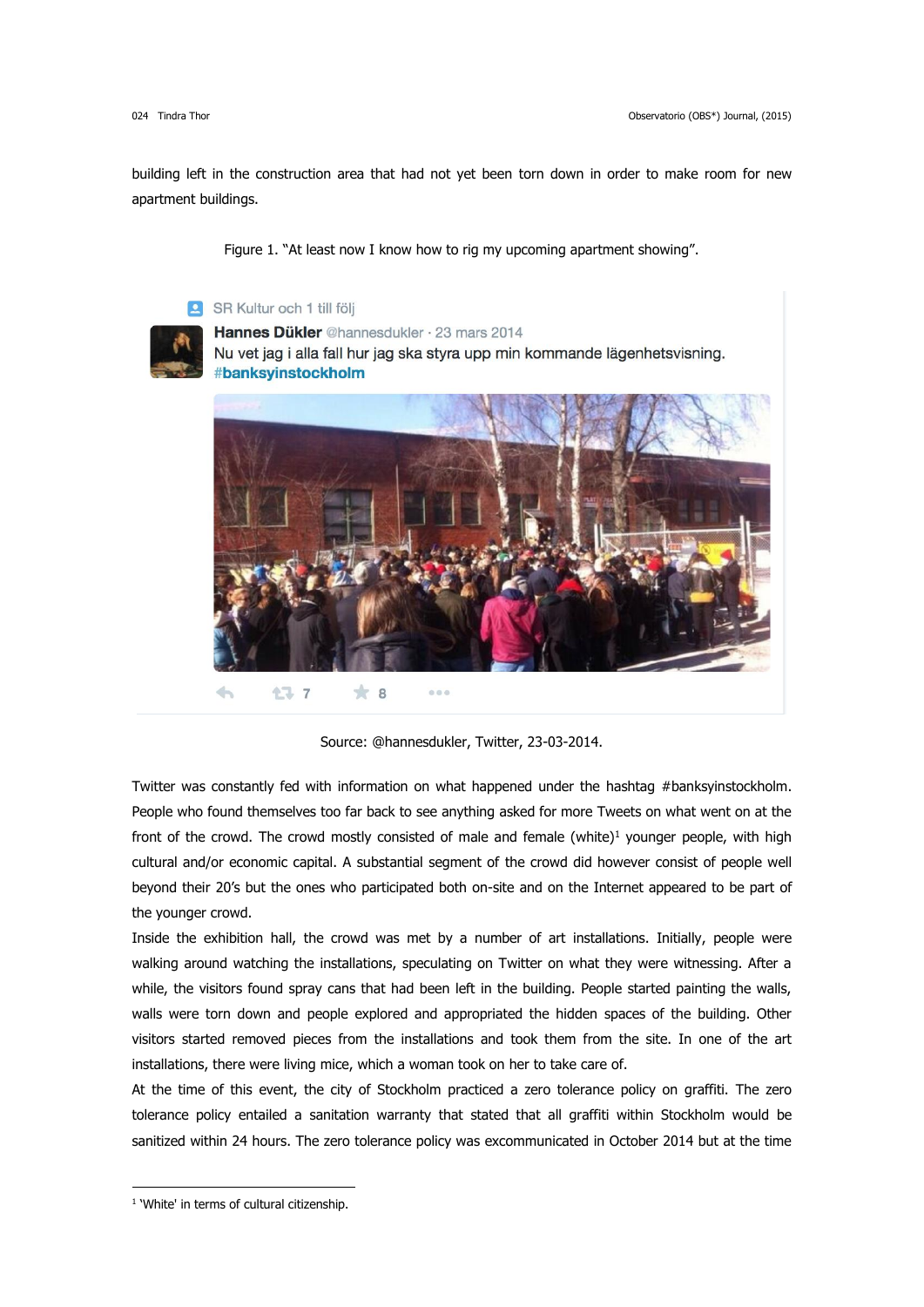building left in the construction area that had not yet been torn down in order to make room for new apartment buildings.

Figure 1. "At least now I know how to rig my upcoming apartment showing".

Source: @hannesdukler, Twitter, 23-03-2014.

Twitter was constantly fed with information on what happened under the hashtag #banksyinstockholm. People who found themselves too far back to see anything asked for more Tweets on what went on at the front of the crowd. The crowd mostly consisted of male and female (white)[1] younger people, with high cultural and/or economic capital. A substantial segment of the crowd did however consist of people well beyond their 20's but the ones who participated both on-site and on the Internet appeared to be part of the younger crowd.

Inside the exhibition hall, the crowd was met by a number of art installations. Initially, people were walking around watching the installations, speculating on Twitter on what they were witnessing. After a while, the visitors found spray cans that had been left in the building. People started painting the walls, walls were torn down and people explored and appropriated the hidden spaces of the building. Other visitors started removed pieces from the installations and took them from the site. In one of the art installations, there were living mice, which a woman took on her to take care of.

At the time of this event, the city of Stockholm practiced a zero tolerance policy on graffiti. The zero tolerance policy entailed a sanitation warranty that stated that all graffiti within Stockholm would be sanitized within 24 hours. The zero tolerance policy was excommunicated in October 2014 but at the time

[1] 'White' in terms of cultural citizenship.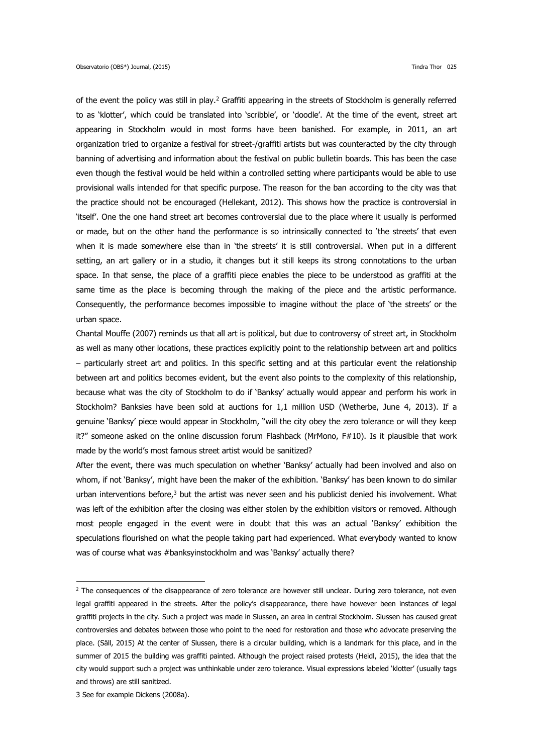of the event the policy was still in play.[2] Graffiti appearing in the streets of Stockholm is generally referred to as 'klotter', which could be translated into 'scribble', or 'doodle'. At the time of the event, street art appearing in Stockholm would in most forms have been banished. For example, in 2011, an art organization tried to organize a festival for street-/graffiti artists but was counteracted by the city through banning of advertising and information about the festival on public bulletin boards. This has been the case even though the festival would be held within a controlled setting where participants would be able to use provisional walls intended for that specific purpose. The reason for the ban according to the city was that the practice should not be encouraged (Hellekant, 2012). This shows how the practice is controversial in 'itself'. One the one hand street art becomes controversial due to the place where it usually is performed or made, but on the other hand the performance is so intrinsically connected to 'the streets' that even when it is made somewhere else than in 'the streets' it is still controversial. When put in a different setting, an art gallery or in a studio, it changes but it still keeps its strong connotations to the urban space. In that sense, the place of a graffiti piece enables the piece to be understood as graffiti at the same time as the place is becoming through the making of the piece and the artistic performance. Consequently, the performance becomes impossible to imagine without the place of 'the streets' or the urban space.

Chantal Mouffe (2007) reminds us that all art is political, but due to controversy of street art, in Stockholm as well as many other locations, these practices explicitly point to the relationship between art and politics – particularly street art and politics. In this specific setting and at this particular event the relationship between art and politics becomes evident, but the event also points to the complexity of this relationship, because what was the city of Stockholm to do if 'Banksy' actually would appear and perform his work in Stockholm? Banksies have been sold at auctions for 1,1 million USD (Wetherbe, June 4, 2013). If a genuine 'Banksy' piece would appear in Stockholm, "will the city obey the zero tolerance or will they keep it?" someone asked on the online discussion forum Flashback (MrMono, F#10). Is it plausible that work made by the world's most famous street artist would be sanitized?

After the event, there was much speculation on whether 'Banksy' actually had been involved and also on whom, if not 'Banksy', might have been the maker of the exhibition. 'Banksy' has been known to do similar urban interventions before,[3] but the artist was never seen and his publicist denied his involvement. What was left of the exhibition after the closing was either stolen by the exhibition visitors or removed. Although most people engaged in the event were in doubt that this was an actual 'Banksy' exhibition the speculations flourished on what the people taking part had experienced. What everybody wanted to know was of course what was #banksyinstockholm and was 'Banksy' actually there?

---

[2] The consequences of the disappearance of zero tolerance are however still unclear. During zero tolerance, not even legal graffiti appeared in the streets. After the policy's disappearance, there have however been instances of legal graffiti projects in the city. Such a project was made in Slussen, an area in central Stockholm. Slussen has caused great controversies and debates between those who point to the need for restoration and those who advocate preserving the place. (Säll, 2015) At the center of Slussen, there is a circular building, which is a landmark for this place, and in the summer of 2015 the building was graffiti painted. Although the project raised protests (Heidl, 2015), the idea that the city would support such a project was unthinkable under zero tolerance. Visual expressions labeled 'klotter' (usually tags and throws) are still sanitized.

[3] See for example Dickens (2008a).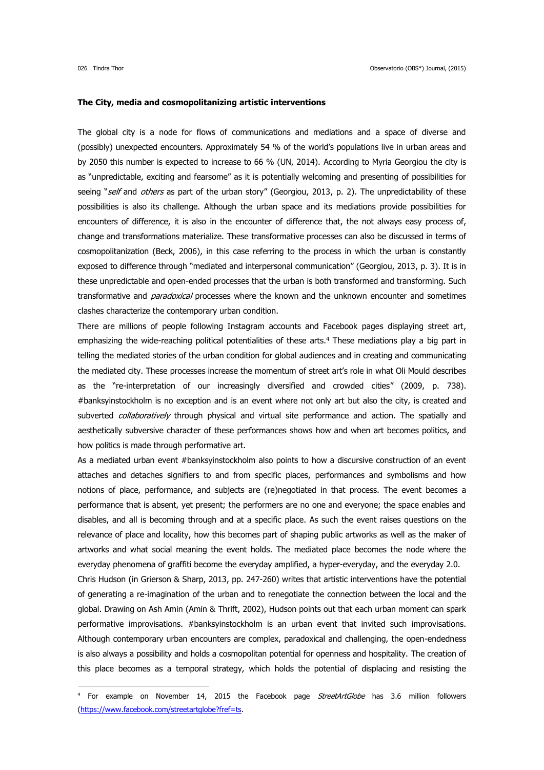**The City, media and cosmopolitanizing artistic interventions**

The global city is a node for flows of communications and mediations and a space of diverse and (possibly) unexpected encounters. Approximately 54 % of the world's populations live in urban areas and by 2050 this number is expected to increase to 66 % (UN, 2014). According to Myria Georgiou the city is as "unpredictable, exciting and fearsome" as it is potentially welcoming and presenting of possibilities for seeing "*self* and *others* as part of the urban story" (Georgiou, 2013, p. 2). The unpredictability of these possibilities is also its challenge. Although the urban space and its mediations provide possibilities for encounters of difference, it is also in the encounter of difference that, the not always easy process of, change and transformations materialize. These transformative processes can also be discussed in terms of cosmopolitanization (Beck, 2006), in this case referring to the process in which the urban is constantly exposed to difference through "mediated and interpersonal communication" (Georgiou, 2013, p. 3). It is in these unpredictable and open-ended processes that the urban is both transformed and transforming. Such transformative and *paradoxical* processes where the known and the unknown encounter and sometimes clashes characterize the contemporary urban condition.

There are millions of people following Instagram accounts and Facebook pages displaying street art, emphasizing the wide-reaching political potentialities of these arts.[4] These mediations play a big part in telling the mediated stories of the urban condition for global audiences and in creating and communicating the mediated city. These processes increase the momentum of street art's role in what Oli Mould describes as the "re-interpretation of our increasingly diversified and crowded cities" (2009, p. 738). #banksyinstockholm is no exception and is an event where not only art but also the city, is created and subverted *collaboratively* through physical and virtual site performance and action. The spatially and aesthetically subversive character of these performances shows how and when art becomes politics, and how politics is made through performative art.

As a mediated urban event #banksyinstockholm also points to how a discursive construction of an event attaches and detaches signifiers to and from specific places, performances and symbolisms and how notions of place, performance, and subjects are (re)negotiated in that process. The event becomes a performance that is absent, yet present; the performers are no one and everyone; the space enables and disables, and all is becoming through and at a specific place. As such the event raises questions on the relevance of place and locality, how this becomes part of shaping public artworks as well as the maker of artworks and what social meaning the event holds. The mediated place becomes the node where the everyday phenomena of graffiti become the everyday amplified, a hyper-everyday, and the everyday 2.0.

Chris Hudson (in Grierson & Sharp, 2013, pp. 247-260) writes that artistic interventions have the potential of generating a re-imagination of the urban and to renegotiate the connection between the local and the global. Drawing on Ash Amin (Amin & Thrift, 2002), Hudson points out that each urban moment can spark performative improvisations. #banksyinstockholm is an urban event that invited such improvisations. Although contemporary urban encounters are complex, paradoxical and challenging, the open-endedness is also always a possibility and holds a cosmopolitan potential for openness and hospitality. The creation of this place becomes as a temporal strategy, which holds the potential of displacing and resisting the

---

[4] For example on November 14, 2015 the Facebook page *StreetArtGlobe* has 3.6 million followers (https://www.facebook.com/streetartglobe?fref=ts.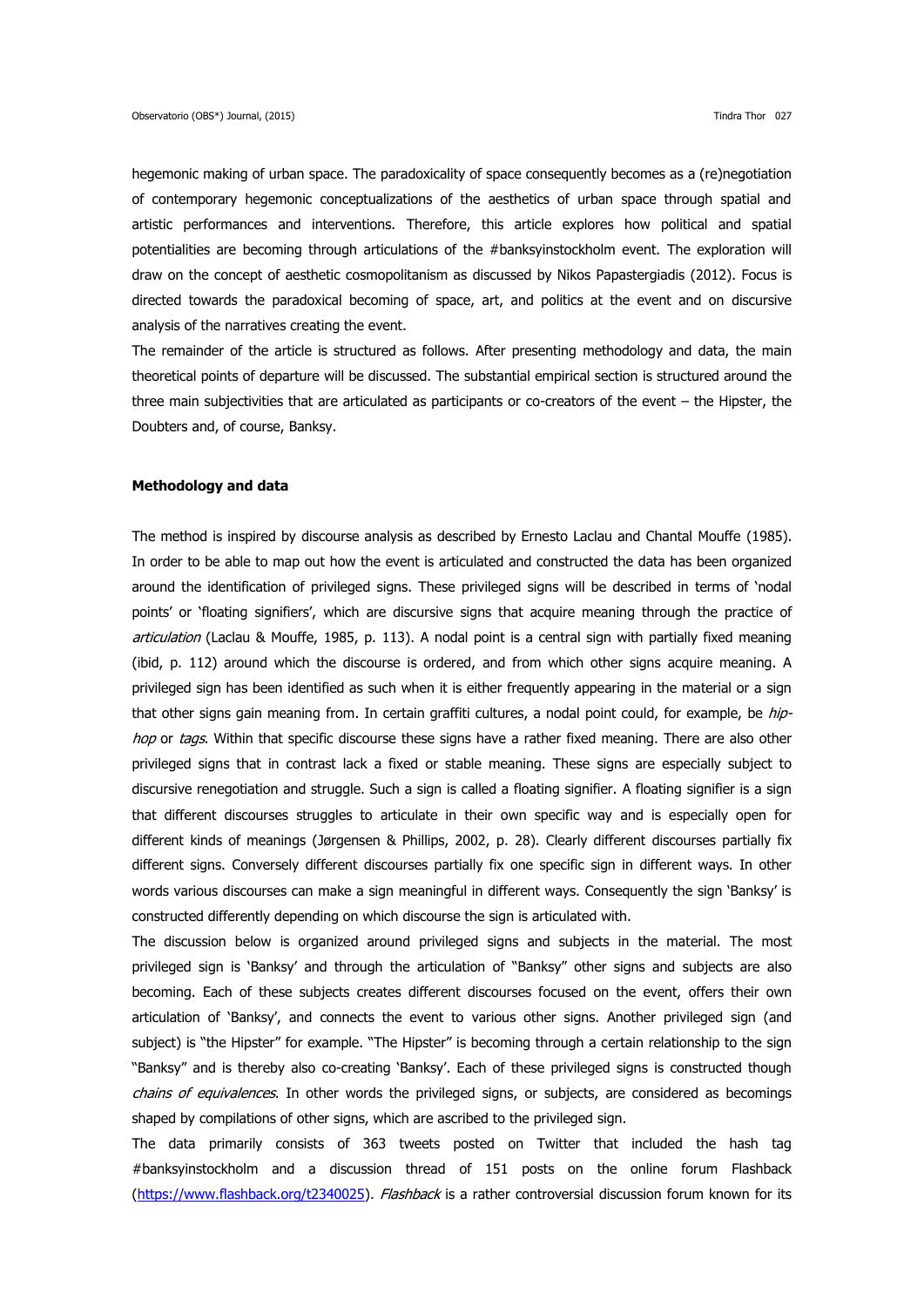hegemonic making of urban space. The paradoxicality of space consequently becomes as a (re)negotiation of contemporary hegemonic conceptualizations of the aesthetics of urban space through spatial and artistic performances and interventions. Therefore, this article explores how political and spatial potentialities are becoming through articulations of the #banksyinstockholm event. The exploration will draw on the concept of aesthetic cosmopolitanism as discussed by Nikos Papastergiadis (2012). Focus is directed towards the paradoxical becoming of space, art, and politics at the event and on discursive analysis of the narratives creating the event.

The remainder of the article is structured as follows. After presenting methodology and data, the main theoretical points of departure will be discussed. The substantial empirical section is structured around the three main subjectivities that are articulated as participants or co-creators of the event – the Hipster, the Doubters and, of course, Banksy.

## Methodology and data

The method is inspired by discourse analysis as described by Ernesto Laclau and Chantal Mouffe (1985). In order to be able to map out how the event is articulated and constructed the data has been organized around the identification of privileged signs. These privileged signs will be described in terms of 'nodal points' or 'floating signifiers', which are discursive signs that acquire meaning through the practice of *articulation* (Laclau & Mouffe, 1985, p. 113). A nodal point is a central sign with partially fixed meaning (ibid, p. 112) around which the discourse is ordered, and from which other signs acquire meaning. A privileged sign has been identified as such when it is either frequently appearing in the material or a sign that other signs gain meaning from. In certain graffiti cultures, a nodal point could, for example, be *hip-hop* or *tags*. Within that specific discourse these signs have a rather fixed meaning. There are also other privileged signs that in contrast lack a fixed or stable meaning. These signs are especially subject to discursive renegotiation and struggle. Such a sign is called a floating signifier. A floating signifier is a sign that different discourses struggles to articulate in their own specific way and is especially open for different kinds of meanings (Jørgensen & Phillips, 2002, p. 28). Clearly different discourses partially fix different signs. Conversely different discourses partially fix one specific sign in different ways. In other words various discourses can make a sign meaningful in different ways. Consequently the sign 'Banksy' is constructed differently depending on which discourse the sign is articulated with.

The discussion below is organized around privileged signs and subjects in the material. The most privileged sign is 'Banksy' and through the articulation of "Banksy" other signs and subjects are also becoming. Each of these subjects creates different discourses focused on the event, offers their own articulation of 'Banksy', and connects the event to various other signs. Another privileged sign (and subject) is "the Hipster" for example. "The Hipster" is becoming through a certain relationship to the sign "Banksy" and is thereby also co-creating 'Banksy'. Each of these privileged signs is constructed though *chains of equivalences*. In other words the privileged signs, or subjects, are considered as becomings shaped by compilations of other signs, which are ascribed to the privileged sign.

The data primarily consists of 363 tweets posted on Twitter that included the hash tag #banksyinstockholm and a discussion thread of 151 posts on the online forum Flashback (https://www.flashback.org/t2340025). *Flashback* is a rather controversial discussion forum known for its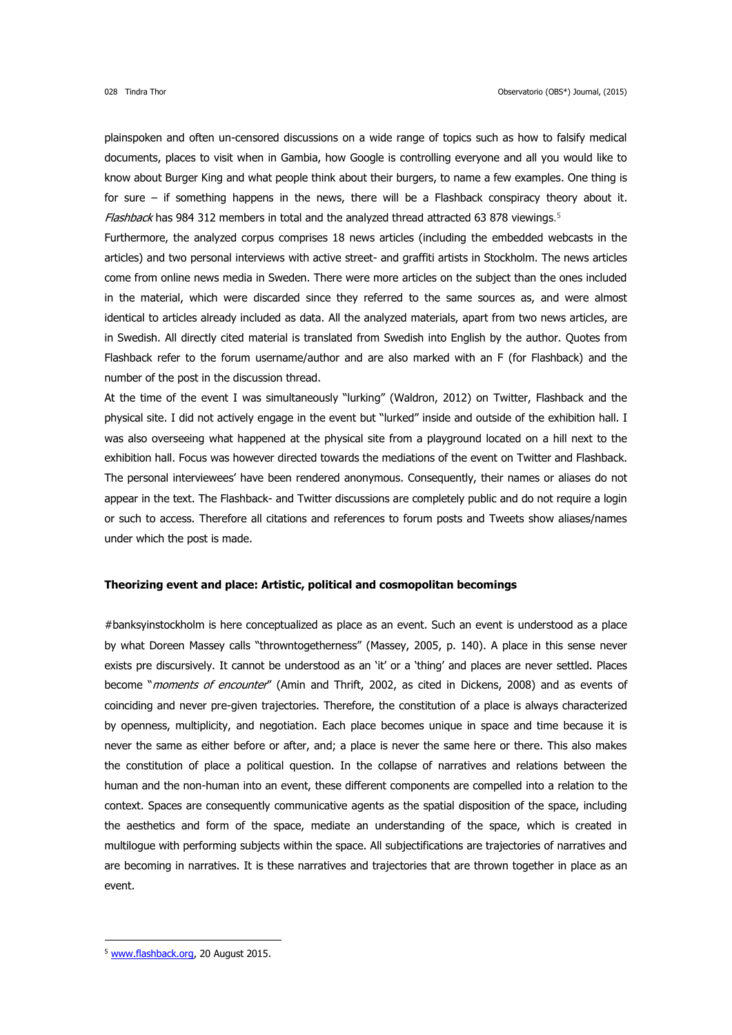plainspoken and often un-censored discussions on a wide range of topics such as how to falsify medical documents, places to visit when in Gambia, how Google is controlling everyone and all you would like to know about Burger King and what people think about their burgers, to name a few examples. One thing is for sure – if something happens in the news, there will be a Flashback conspiracy theory about it. *Flashback* has 984 312 members in total and the analyzed thread attracted 63 878 viewings.[5]

Furthermore, the analyzed corpus comprises 18 news articles (including the embedded webcasts in the articles) and two personal interviews with active street- and graffiti artists in Stockholm. The news articles come from online news media in Sweden. There were more articles on the subject than the ones included in the material, which were discarded since they referred to the same sources as, and were almost identical to articles already included as data. All the analyzed materials, apart from two news articles, are in Swedish. All directly cited material is translated from Swedish into English by the author. Quotes from Flashback refer to the forum username/author and are also marked with an F (for Flashback) and the number of the post in the discussion thread.

At the time of the event I was simultaneously "lurking" (Waldron, 2012) on Twitter, Flashback and the physical site. I did not actively engage in the event but "lurked" inside and outside of the exhibition hall. I was also overseeing what happened at the physical site from a playground located on a hill next to the exhibition hall. Focus was however directed towards the mediations of the event on Twitter and Flashback. The personal interviewees' have been rendered anonymous. Consequently, their names or aliases do not appear in the text. The Flashback- and Twitter discussions are completely public and do not require a login or such to access. Therefore all citations and references to forum posts and Tweets show aliases/names under which the post is made.

### Theorizing event and place: Artistic, political and cosmopolitan becomings

#banksyinstockholm is here conceptualized as place as an event. Such an event is understood as a place by what Doreen Massey calls "throwntogetherness" (Massey, 2005, p. 140). A place in this sense never exists pre discursively. It cannot be understood as an 'it' or a 'thing' and places are never settled. Places become "*moments of encounter*" (Amin and Thrift, 2002, as cited in Dickens, 2008) and as events of coinciding and never pre-given trajectories. Therefore, the constitution of a place is always characterized by openness, multiplicity, and negotiation. Each place becomes unique in space and time because it is never the same as either before or after, and; a place is never the same here or there. This also makes the constitution of place a political question. In the collapse of narratives and relations between the human and the non-human into an event, these different components are compelled into a relation to the context. Spaces are consequently communicative agents as the spatial disposition of the space, including the aesthetics and form of the space, mediate an understanding of the space, which is created in multilogue with performing subjects within the space. All subjectifications are trajectories of narratives and are becoming in narratives. It is these narratives and trajectories that are thrown together in place as an event.

---

[5] www.flashback.org, 20 August 2015.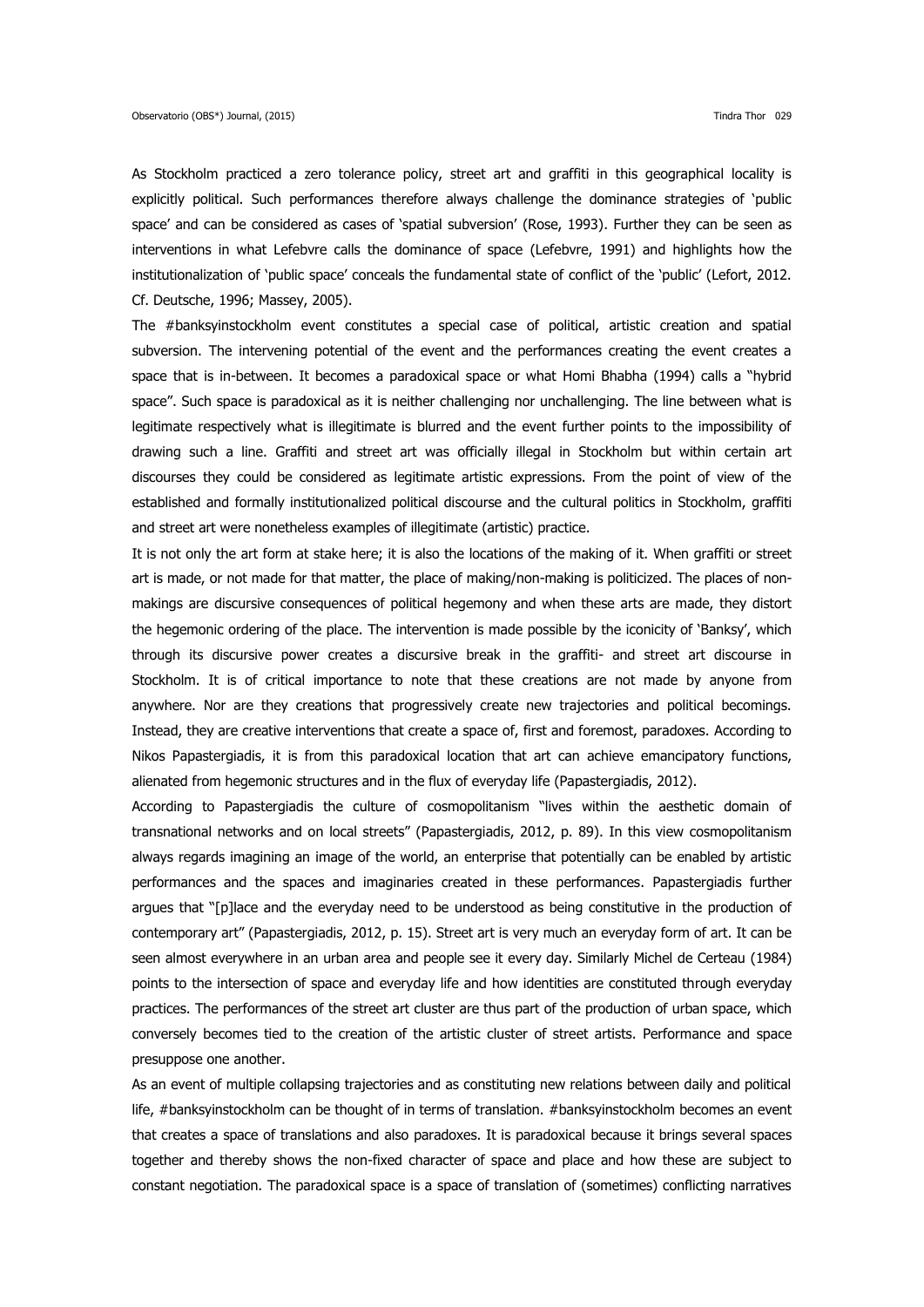As Stockholm practiced a zero tolerance policy, street art and graffiti in this geographical locality is explicitly political. Such performances therefore always challenge the dominance strategies of 'public space' and can be considered as cases of 'spatial subversion' (Rose, 1993). Further they can be seen as interventions in what Lefebvre calls the dominance of space (Lefebvre, 1991) and highlights how the institutionalization of 'public space' conceals the fundamental state of conflict of the 'public' (Lefort, 2012. Cf. Deutsche, 1996; Massey, 2005).

The #banksyinstockholm event constitutes a special case of political, artistic creation and spatial subversion. The intervening potential of the event and the performances creating the event creates a space that is in-between. It becomes a paradoxical space or what Homi Bhabha (1994) calls a "hybrid space". Such space is paradoxical as it is neither challenging nor unchallenging. The line between what is legitimate respectively what is illegitimate is blurred and the event further points to the impossibility of drawing such a line. Graffiti and street art was officially illegal in Stockholm but within certain art discourses they could be considered as legitimate artistic expressions. From the point of view of the established and formally institutionalized political discourse and the cultural politics in Stockholm, graffiti and street art were nonetheless examples of illegitimate (artistic) practice.

It is not only the art form at stake here; it is also the locations of the making of it. When graffiti or street art is made, or not made for that matter, the place of making/non-making is politicized. The places of non-makings are discursive consequences of political hegemony and when these arts are made, they distort the hegemonic ordering of the place. The intervention is made possible by the iconicity of 'Banksy', which through its discursive power creates a discursive break in the graffiti- and street art discourse in Stockholm. It is of critical importance to note that these creations are not made by anyone from anywhere. Nor are they creations that progressively create new trajectories and political becomings. Instead, they are creative interventions that create a space of, first and foremost, paradoxes. According to Nikos Papastergiadis, it is from this paradoxical location that art can achieve emancipatory functions, alienated from hegemonic structures and in the flux of everyday life (Papastergiadis, 2012).

According to Papastergiadis the culture of cosmopolitanism "lives within the aesthetic domain of transnational networks and on local streets" (Papastergiadis, 2012, p. 89). In this view cosmopolitanism always regards imagining an image of the world, an enterprise that potentially can be enabled by artistic performances and the spaces and imaginaries created in these performances. Papastergiadis further argues that "[p]lace and the everyday need to be understood as being constitutive in the production of contemporary art" (Papastergiadis, 2012, p. 15). Street art is very much an everyday form of art. It can be seen almost everywhere in an urban area and people see it every day. Similarly Michel de Certeau (1984) points to the intersection of space and everyday life and how identities are constituted through everyday practices. The performances of the street art cluster are thus part of the production of urban space, which conversely becomes tied to the creation of the artistic cluster of street artists. Performance and space presuppose one another.

As an event of multiple collapsing trajectories and as constituting new relations between daily and political life, #banksyinstockholm can be thought of in terms of translation. #banksyinstockholm becomes an event that creates a space of translations and also paradoxes. It is paradoxical because it brings several spaces together and thereby shows the non-fixed character of space and place and how these are subject to constant negotiation. The paradoxical space is a space of translation of (sometimes) conflicting narratives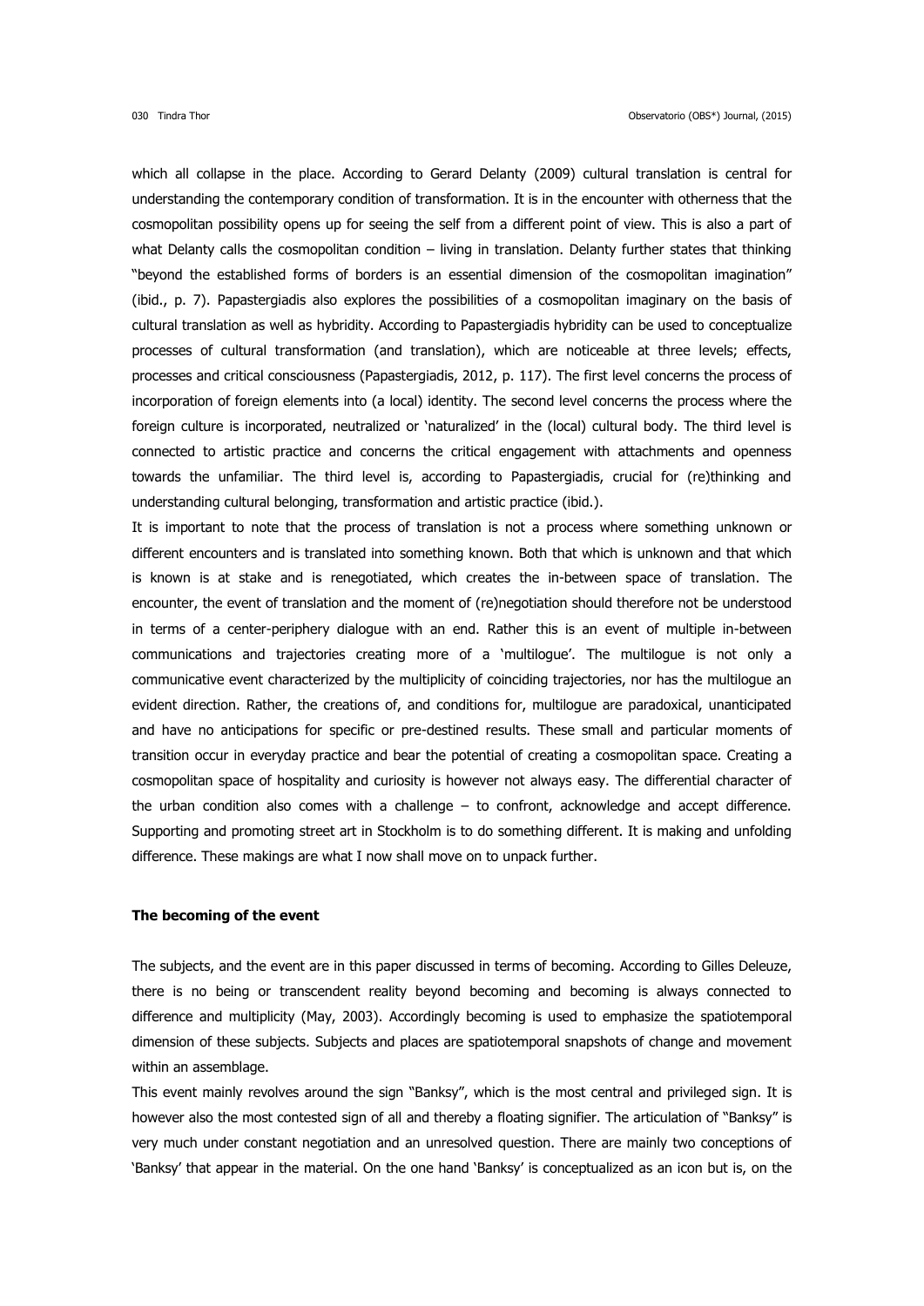which all collapse in the place. According to Gerard Delanty (2009) cultural translation is central for understanding the contemporary condition of transformation. It is in the encounter with otherness that the cosmopolitan possibility opens up for seeing the self from a different point of view. This is also a part of what Delanty calls the cosmopolitan condition – living in translation. Delanty further states that thinking "beyond the established forms of borders is an essential dimension of the cosmopolitan imagination" (ibid., p. 7). Papastergiadis also explores the possibilities of a cosmopolitan imaginary on the basis of cultural translation as well as hybridity. According to Papastergiadis hybridity can be used to conceptualize processes of cultural transformation (and translation), which are noticeable at three levels; effects, processes and critical consciousness (Papastergiadis, 2012, p. 117). The first level concerns the process of incorporation of foreign elements into (a local) identity. The second level concerns the process where the foreign culture is incorporated, neutralized or 'naturalized' in the (local) cultural body. The third level is connected to artistic practice and concerns the critical engagement with attachments and openness towards the unfamiliar. The third level is, according to Papastergiadis, crucial for (re)thinking and understanding cultural belonging, transformation and artistic practice (ibid.).

It is important to note that the process of translation is not a process where something unknown or different encounters and is translated into something known. Both that which is unknown and that which is known is at stake and is renegotiated, which creates the in-between space of translation. The encounter, the event of translation and the moment of (re)negotiation should therefore not be understood in terms of a center-periphery dialogue with an end. Rather this is an event of multiple in-between communications and trajectories creating more of a 'multilogue'. The multilogue is not only a communicative event characterized by the multiplicity of coinciding trajectories, nor has the multilogue an evident direction. Rather, the creations of, and conditions for, multilogue are paradoxical, unanticipated and have no anticipations for specific or pre-destined results. These small and particular moments of transition occur in everyday practice and bear the potential of creating a cosmopolitan space. Creating a cosmopolitan space of hospitality and curiosity is however not always easy. The differential character of the urban condition also comes with a challenge – to confront, acknowledge and accept difference. Supporting and promoting street art in Stockholm is to do something different. It is making and unfolding difference. These makings are what I now shall move on to unpack further.

**The becoming of the event**

The subjects, and the event are in this paper discussed in terms of becoming. According to Gilles Deleuze, there is no being or transcendent reality beyond becoming and becoming is always connected to difference and multiplicity (May, 2003). Accordingly becoming is used to emphasize the spatiotemporal dimension of these subjects. Subjects and places are spatiotemporal snapshots of change and movement within an assemblage.

This event mainly revolves around the sign "Banksy", which is the most central and privileged sign. It is however also the most contested sign of all and thereby a floating signifier. The articulation of "Banksy" is very much under constant negotiation and an unresolved question. There are mainly two conceptions of 'Banksy' that appear in the material. On the one hand 'Banksy' is conceptualized as an icon but is, on the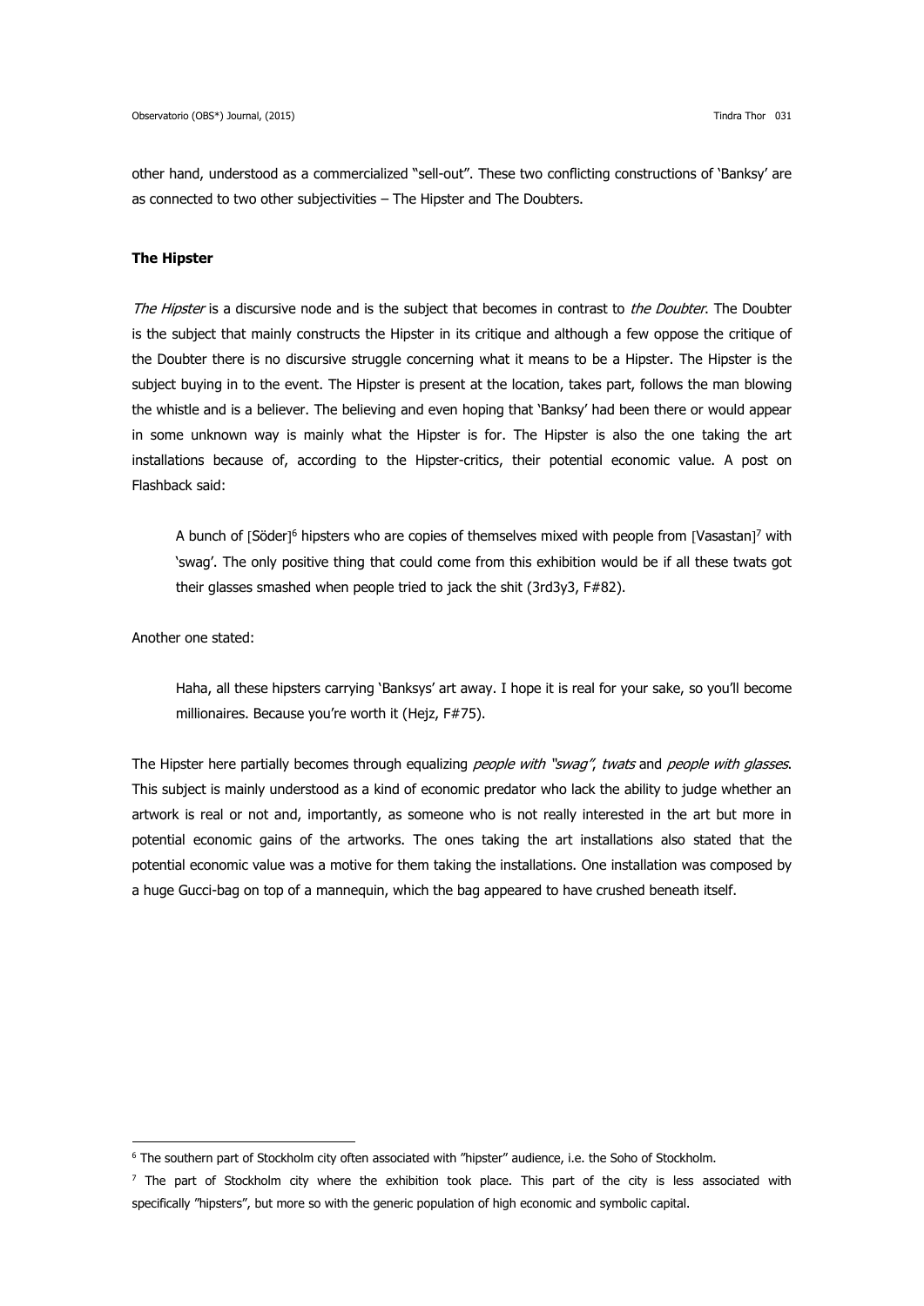other hand, understood as a commercialized "sell-out". These two conflicting constructions of 'Banksy' are as connected to two other subjectivities – The Hipster and The Doubters.

**The Hipster**

*The Hipster* is a discursive node and is the subject that becomes in contrast to *the Doubter*. The Doubter is the subject that mainly constructs the Hipster in its critique and although a few oppose the critique of the Doubter there is no discursive struggle concerning what it means to be a Hipster. The Hipster is the subject buying in to the event. The Hipster is present at the location, takes part, follows the man blowing the whistle and is a believer. The believing and even hoping that 'Banksy' had been there or would appear in some unknown way is mainly what the Hipster is for. The Hipster is also the one taking the art installations because of, according to the Hipster-critics, their potential economic value. A post on Flashback said:

> A bunch of [Söder][6] hipsters who are copies of themselves mixed with people from [Vasastan][7] with 'swag'. The only positive thing that could come from this exhibition would be if all these twats got their glasses smashed when people tried to jack the shit (3rd3y3, F#82).

Another one stated:

> Haha, all these hipsters carrying 'Banksys' art away. I hope it is real for your sake, so you'll become millionaires. Because you're worth it (Hejz, F#75).

The Hipster here partially becomes through equalizing *people with "swag"*, *twats* and *people with glasses*. This subject is mainly understood as a kind of economic predator who lack the ability to judge whether an artwork is real or not and, importantly, as someone who is not really interested in the art but more in potential economic gains of the artworks. The ones taking the art installations also stated that the potential economic value was a motive for them taking the installations. One installation was composed by a huge Gucci-bag on top of a mannequin, which the bag appeared to have crushed beneath itself.

---

[6] The southern part of Stockholm city often associated with "hipster" audience, i.e. the Soho of Stockholm.

[7] The part of Stockholm city where the exhibition took place. This part of the city is less associated with specifically "hipsters", but more so with the generic population of high economic and symbolic capital.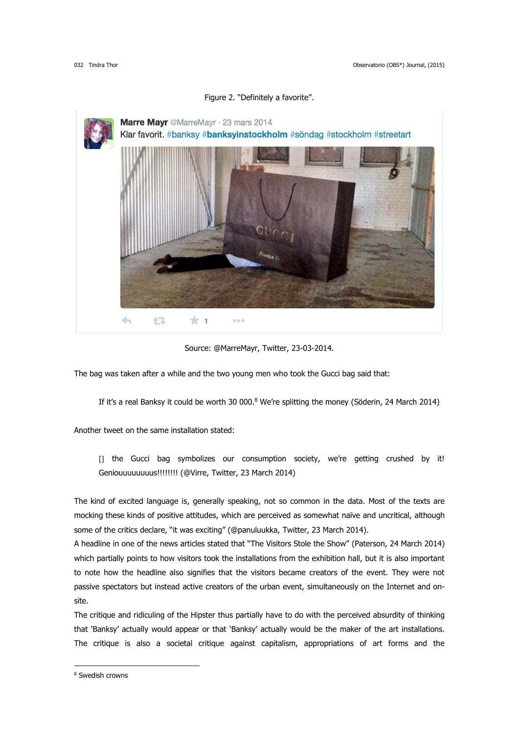Figure 2. "Definitely a favorite".

Source: @MarreMayr, Twitter, 23-03-2014.

The bag was taken after a while and the two young men who took the Gucci bag said that:

> If it's a real Banksy it could be worth 30 000.[8] We're splitting the money (Söderin, 24 March 2014)

Another tweet on the same installation stated:

> [] the Gucci bag symbolizes our consumption society, we're getting crushed by it! Geniouuuuuuuuus!!!!!!!! (@Virre, Twitter, 23 March 2014)

The kind of excited language is, generally speaking, not so common in the data. Most of the texts are mocking these kinds of positive attitudes, which are perceived as somewhat naïve and uncritical, although some of the critics declare, "it was exciting" (@panuluukka, Twitter, 23 March 2014).

A headline in one of the news articles stated that "The Visitors Stole the Show" (Paterson, 24 March 2014) which partially points to how visitors took the installations from the exhibition hall, but it is also important to note how the headline also signifies that the visitors became creators of the event. They were not passive spectators but instead active creators of the urban event, simultaneously on the Internet and on-site.

The critique and ridiculing of the Hipster thus partially have to do with the perceived absurdity of thinking that 'Banksy' actually would appear or that 'Banksy' actually would be the maker of the art installations. The critique is also a societal critique against capitalism, appropriations of art forms and the

[8] Swedish crowns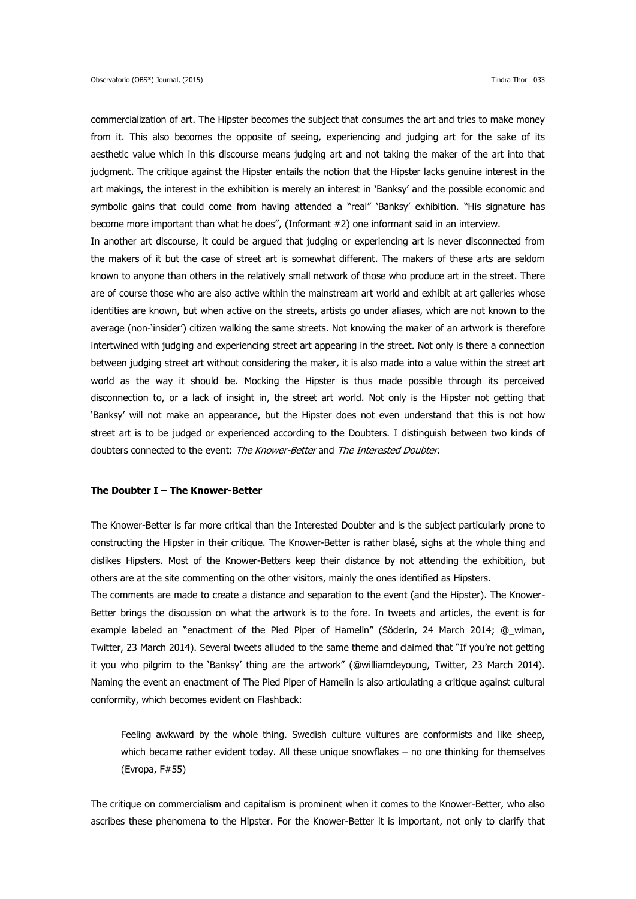commercialization of art. The Hipster becomes the subject that consumes the art and tries to make money from it. This also becomes the opposite of seeing, experiencing and judging art for the sake of its aesthetic value which in this discourse means judging art and not taking the maker of the art into that judgment. The critique against the Hipster entails the notion that the Hipster lacks genuine interest in the art makings, the interest in the exhibition is merely an interest in 'Banksy' and the possible economic and symbolic gains that could come from having attended a "real" 'Banksy' exhibition. "His signature has become more important than what he does", (Informant #2) one informant said in an interview.

In another art discourse, it could be argued that judging or experiencing art is never disconnected from the makers of it but the case of street art is somewhat different. The makers of these arts are seldom known to anyone than others in the relatively small network of those who produce art in the street. There are of course those who are also active within the mainstream art world and exhibit at art galleries whose identities are known, but when active on the streets, artists go under aliases, which are not known to the average (non-'insider') citizen walking the same streets. Not knowing the maker of an artwork is therefore intertwined with judging and experiencing street art appearing in the street. Not only is there a connection between judging street art without considering the maker, it is also made into a value within the street art world as the way it should be. Mocking the Hipster is thus made possible through its perceived disconnection to, or a lack of insight in, the street art world. Not only is the Hipster not getting that 'Banksy' will not make an appearance, but the Hipster does not even understand that this is not how street art is to be judged or experienced according to the Doubters. I distinguish between two kinds of doubters connected to the event: *The Knower-Better* and *The Interested Doubter.*

### The Doubter I – The Knower-Better

The Knower-Better is far more critical than the Interested Doubter and is the subject particularly prone to constructing the Hipster in their critique. The Knower-Better is rather blasé, sighs at the whole thing and dislikes Hipsters. Most of the Knower-Betters keep their distance by not attending the exhibition, but others are at the site commenting on the other visitors, mainly the ones identified as Hipsters.

The comments are made to create a distance and separation to the event (and the Hipster). The Knower-Better brings the discussion on what the artwork is to the fore. In tweets and articles, the event is for example labeled an "enactment of the Pied Piper of Hamelin" (Söderin, 24 March 2014; @_wiman, Twitter, 23 March 2014). Several tweets alluded to the same theme and claimed that "If you're not getting it you who pilgrim to the 'Banksy' thing are the artwork" (@williamdeyoung, Twitter, 23 March 2014). Naming the event an enactment of The Pied Piper of Hamelin is also articulating a critique against cultural conformity, which becomes evident on Flashback:

> Feeling awkward by the whole thing. Swedish culture vultures are conformists and like sheep, which became rather evident today. All these unique snowflakes – no one thinking for themselves (Evropa, F#55)

The critique on commercialism and capitalism is prominent when it comes to the Knower-Better, who also ascribes these phenomena to the Hipster. For the Knower-Better it is important, not only to clarify that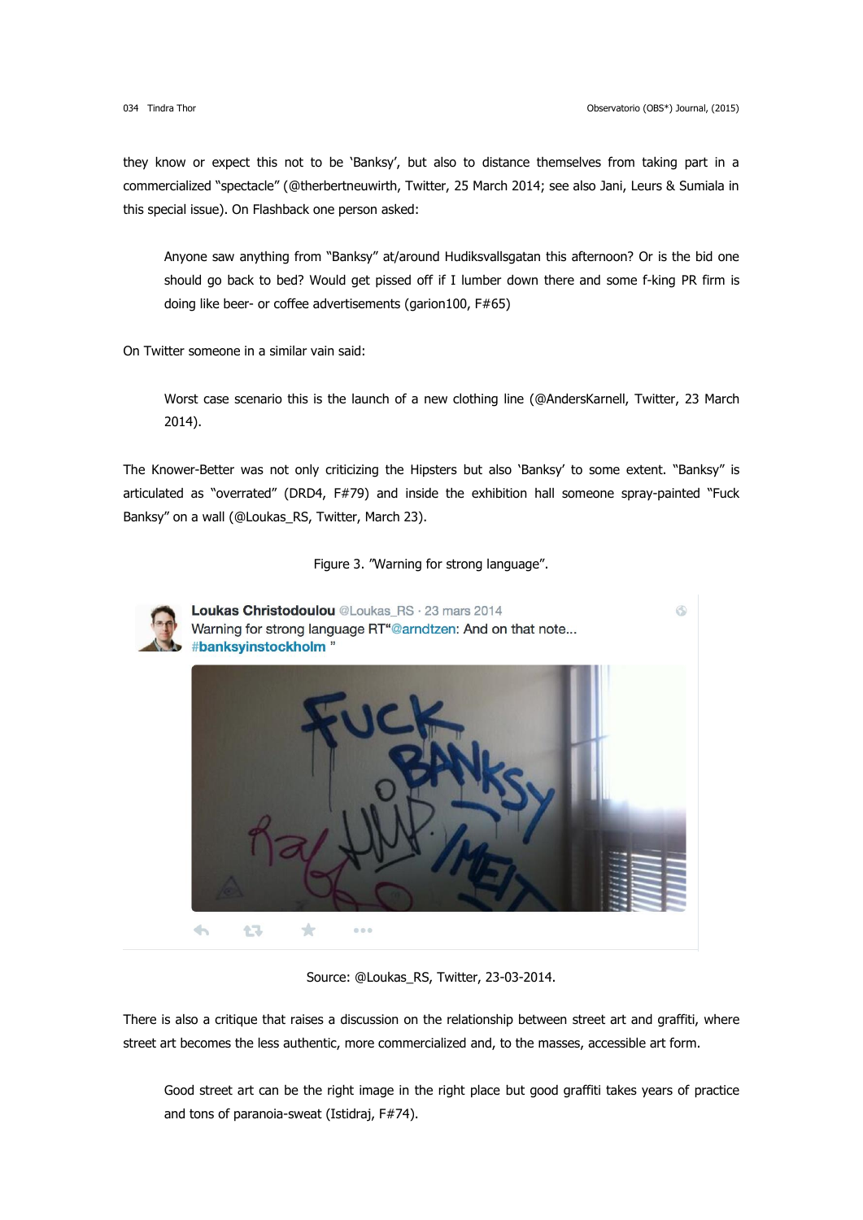they know or expect this not to be 'Banksy', but also to distance themselves from taking part in a commercialized "spectacle" (@therbertneuwirth, Twitter, 25 March 2014; see also Jani, Leurs & Sumiala in this special issue). On Flashback one person asked:

> Anyone saw anything from "Banksy" at/around Hudiksvallsgatan this afternoon? Or is the bid one should go back to bed? Would get pissed off if I lumber down there and some f-king PR firm is doing like beer- or coffee advertisements (garion100, F#65)

On Twitter someone in a similar vain said:

> Worst case scenario this is the launch of a new clothing line (@AndersKarnell, Twitter, 23 March 2014).

The Knower-Better was not only criticizing the Hipsters but also 'Banksy' to some extent. "Banksy" is articulated as "overrated" (DRD4, F#79) and inside the exhibition hall someone spray-painted "Fuck Banksy" on a wall (@Loukas_RS, Twitter, March 23).

Figure 3. "Warning for strong language".

Source: @Loukas_RS, Twitter, 23-03-2014.

There is also a critique that raises a discussion on the relationship between street art and graffiti, where street art becomes the less authentic, more commercialized and, to the masses, accessible art form.

> Good street art can be the right image in the right place but good graffiti takes years of practice and tons of paranoia-sweat (Istidraj, F#74).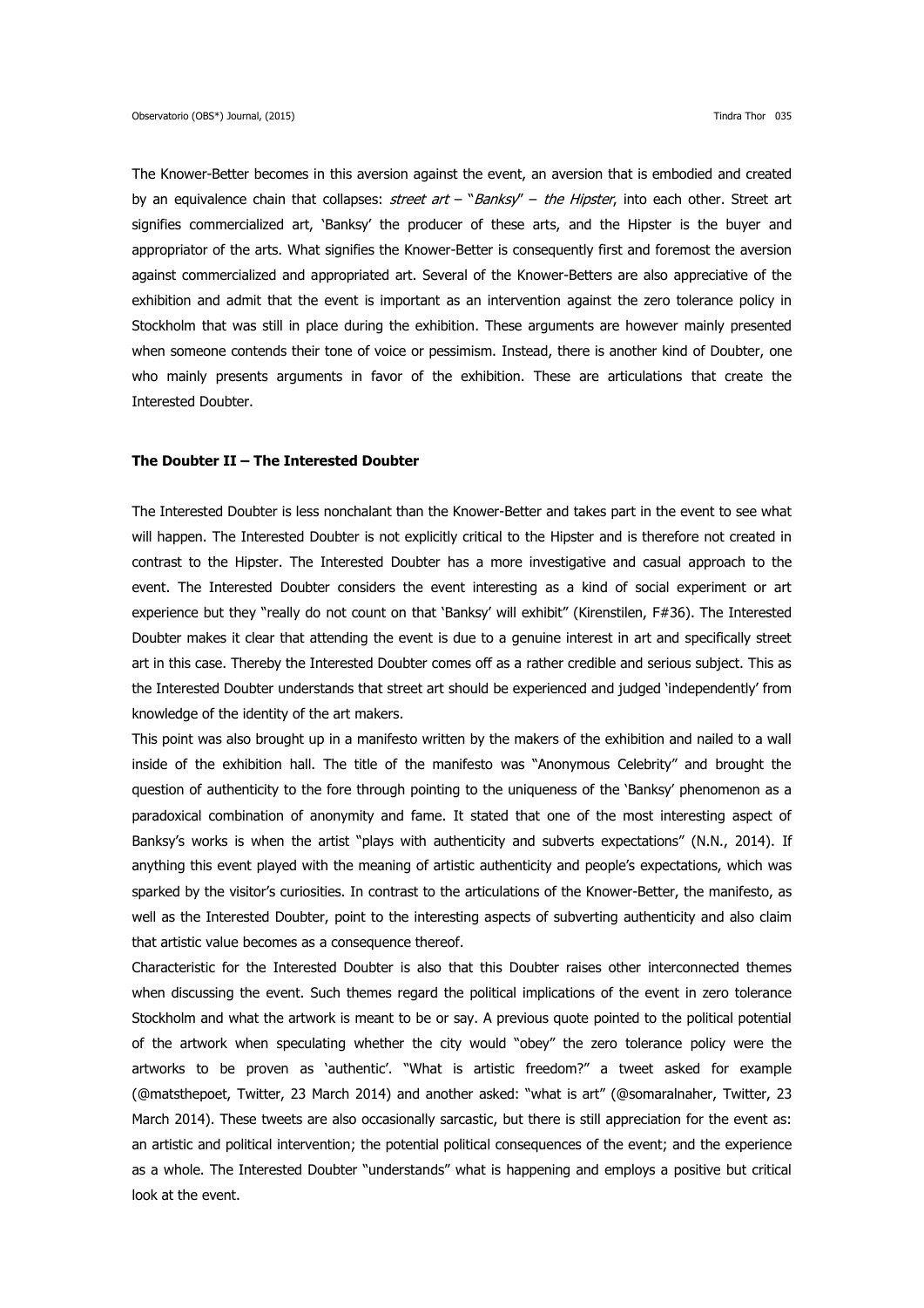The Knower-Better becomes in this aversion against the event, an aversion that is embodied and created by an equivalence chain that collapses: *street art* – "*Banksy*" – *the Hipster*, into each other. Street art signifies commercialized art, 'Banksy' the producer of these arts, and the Hipster is the buyer and appropriator of the arts. What signifies the Knower-Better is consequently first and foremost the aversion against commercialized and appropriated art. Several of the Knower-Betters are also appreciative of the exhibition and admit that the event is important as an intervention against the zero tolerance policy in Stockholm that was still in place during the exhibition. These arguments are however mainly presented when someone contends their tone of voice or pessimism. Instead, there is another kind of Doubter, one who mainly presents arguments in favor of the exhibition. These are articulations that create the Interested Doubter.

### The Doubter II – The Interested Doubter

The Interested Doubter is less nonchalant than the Knower-Better and takes part in the event to see what will happen. The Interested Doubter is not explicitly critical to the Hipster and is therefore not created in contrast to the Hipster. The Interested Doubter has a more investigative and casual approach to the event. The Interested Doubter considers the event interesting as a kind of social experiment or art experience but they "really do not count on that 'Banksy' will exhibit" (Kirenstilen, F#36). The Interested Doubter makes it clear that attending the event is due to a genuine interest in art and specifically street art in this case. Thereby the Interested Doubter comes off as a rather credible and serious subject. This as the Interested Doubter understands that street art should be experienced and judged 'independently' from knowledge of the identity of the art makers.

This point was also brought up in a manifesto written by the makers of the exhibition and nailed to a wall inside of the exhibition hall. The title of the manifesto was "Anonymous Celebrity" and brought the question of authenticity to the fore through pointing to the uniqueness of the 'Banksy' phenomenon as a paradoxical combination of anonymity and fame. It stated that one of the most interesting aspect of Banksy's works is when the artist "plays with authenticity and subverts expectations" (N.N., 2014). If anything this event played with the meaning of artistic authenticity and people's expectations, which was sparked by the visitor's curiosities. In contrast to the articulations of the Knower-Better, the manifesto, as well as the Interested Doubter, point to the interesting aspects of subverting authenticity and also claim that artistic value becomes as a consequence thereof.

Characteristic for the Interested Doubter is also that this Doubter raises other interconnected themes when discussing the event. Such themes regard the political implications of the event in zero tolerance Stockholm and what the artwork is meant to be or say. A previous quote pointed to the political potential of the artwork when speculating whether the city would "obey" the zero tolerance policy were the artworks to be proven as 'authentic'. "What is artistic freedom?" a tweet asked for example (@matsthepoet, Twitter, 23 March 2014) and another asked: "what is art" (@somaralnaher, Twitter, 23 March 2014). These tweets are also occasionally sarcastic, but there is still appreciation for the event as: an artistic and political intervention; the potential political consequences of the event; and the experience as a whole. The Interested Doubter "understands" what is happening and employs a positive but critical look at the event.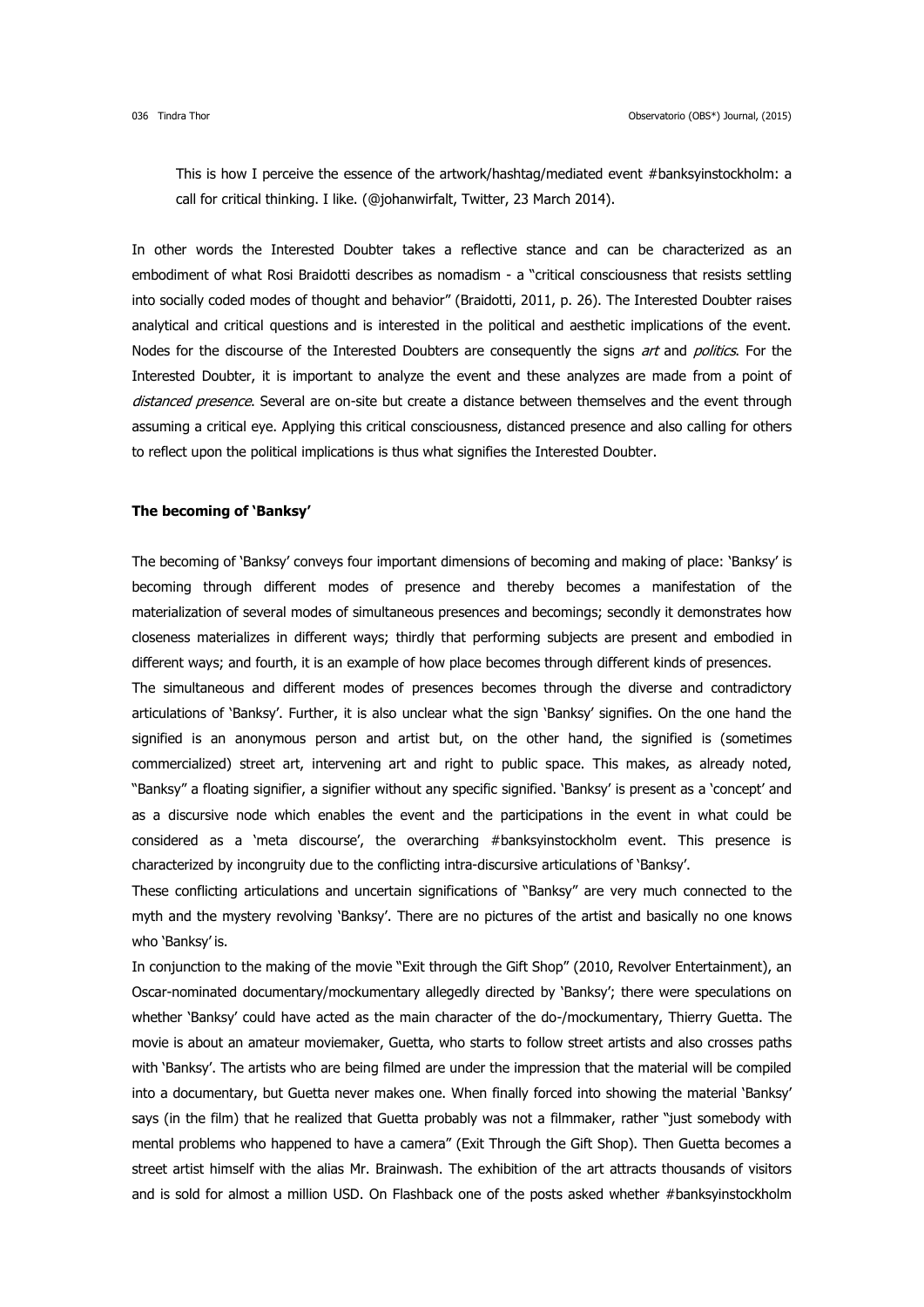This is how I perceive the essence of the artwork/hashtag/mediated event #banksyinstockholm: a call for critical thinking. I like. (@johanwirfalt, Twitter, 23 March 2014).

In other words the Interested Doubter takes a reflective stance and can be characterized as an embodiment of what Rosi Braidotti describes as nomadism - a "critical consciousness that resists settling into socially coded modes of thought and behavior" (Braidotti, 2011, p. 26). The Interested Doubter raises analytical and critical questions and is interested in the political and aesthetic implications of the event. Nodes for the discourse of the Interested Doubters are consequently the signs *art* and *politics*. For the Interested Doubter, it is important to analyze the event and these analyzes are made from a point of *distanced presence*. Several are on-site but create a distance between themselves and the event through assuming a critical eye. Applying this critical consciousness, distanced presence and also calling for others to reflect upon the political implications is thus what signifies the Interested Doubter.

### The becoming of 'Banksy'

The becoming of 'Banksy' conveys four important dimensions of becoming and making of place: 'Banksy' is becoming through different modes of presence and thereby becomes a manifestation of the materialization of several modes of simultaneous presences and becomings; secondly it demonstrates how closeness materializes in different ways; thirdly that performing subjects are present and embodied in different ways; and fourth, it is an example of how place becomes through different kinds of presences.

The simultaneous and different modes of presences becomes through the diverse and contradictory articulations of 'Banksy'. Further, it is also unclear what the sign 'Banksy' signifies. On the one hand the signified is an anonymous person and artist but, on the other hand, the signified is (sometimes commercialized) street art, intervening art and right to public space. This makes, as already noted, "Banksy" a floating signifier, a signifier without any specific signified. 'Banksy' is present as a 'concept' and as a discursive node which enables the event and the participations in the event in what could be considered as a 'meta discourse', the overarching #banksyinstockholm event. This presence is characterized by incongruity due to the conflicting intra-discursive articulations of 'Banksy'.

These conflicting articulations and uncertain significations of "Banksy" are very much connected to the myth and the mystery revolving 'Banksy'. There are no pictures of the artist and basically no one knows who '*Banksy*' is.

In conjunction to the making of the movie "Exit through the Gift Shop" (2010, Revolver Entertainment), an Oscar-nominated documentary/mockumentary allegedly directed by 'Banksy'; there were speculations on whether 'Banksy' could have acted as the main character of the do-/mockumentary, Thierry Guetta. The movie is about an amateur moviemaker, Guetta, who starts to follow street artists and also crosses paths with 'Banksy'. The artists who are being filmed are under the impression that the material will be compiled into a documentary, but Guetta never makes one. When finally forced into showing the material 'Banksy' says (in the film) that he realized that Guetta probably was not a filmmaker, rather "just somebody with mental problems who happened to have a camera" (Exit Through the Gift Shop). Then Guetta becomes a street artist himself with the alias Mr. Brainwash. The exhibition of the art attracts thousands of visitors and is sold for almost a million USD. On Flashback one of the posts asked whether #banksyinstockholm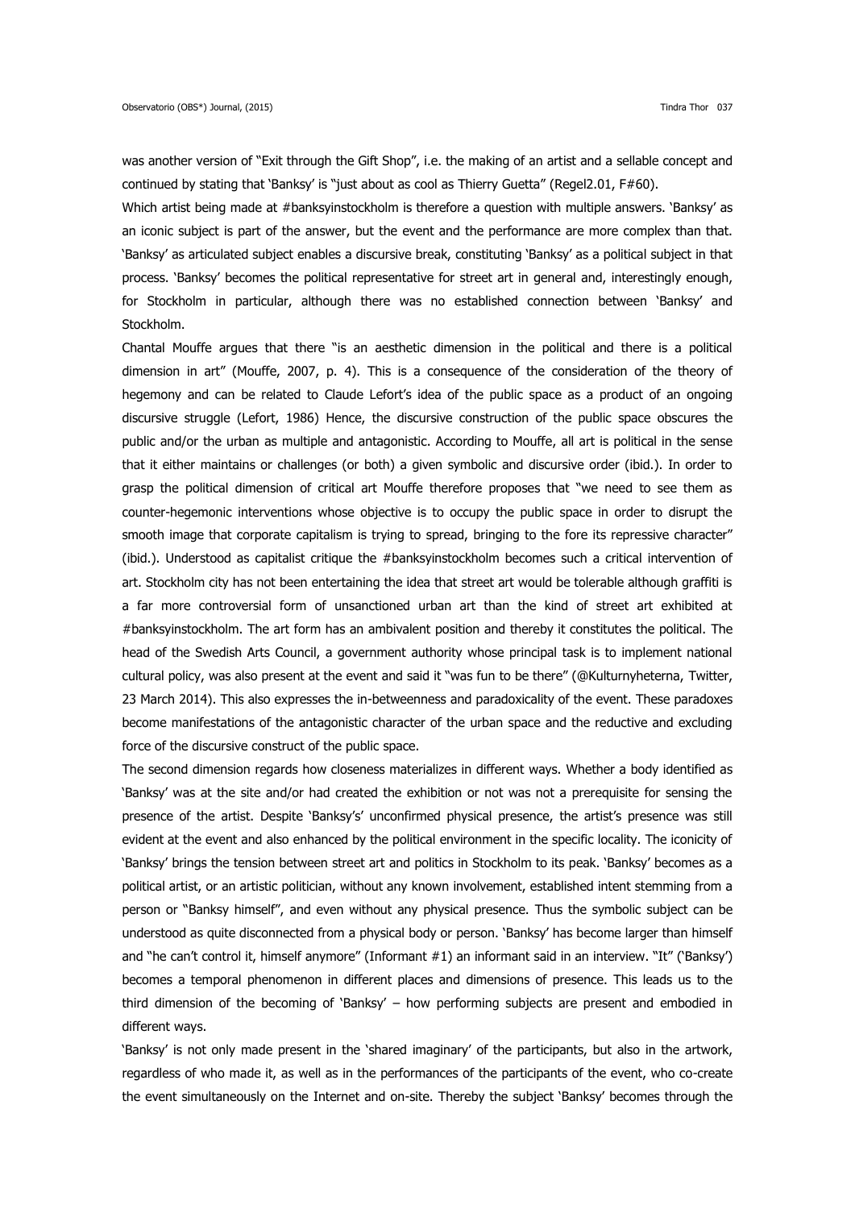was another version of "Exit through the Gift Shop", i.e. the making of an artist and a sellable concept and continued by stating that 'Banksy' is "just about as cool as Thierry Guetta" (Regel2.01, F#60).

Which artist being made at #banksyinstockholm is therefore a question with multiple answers. 'Banksy' as an iconic subject is part of the answer, but the event and the performance are more complex than that. 'Banksy' as articulated subject enables a discursive break, constituting 'Banksy' as a political subject in that process. 'Banksy' becomes the political representative for street art in general and, interestingly enough, for Stockholm in particular, although there was no established connection between 'Banksy' and Stockholm.

Chantal Mouffe argues that there "is an aesthetic dimension in the political and there is a political dimension in art" (Mouffe, 2007, p. 4). This is a consequence of the consideration of the theory of hegemony and can be related to Claude Lefort's idea of the public space as a product of an ongoing discursive struggle (Lefort, 1986) Hence, the discursive construction of the public space obscures the public and/or the urban as multiple and antagonistic. According to Mouffe, all art is political in the sense that it either maintains or challenges (or both) a given symbolic and discursive order (ibid.). In order to grasp the political dimension of critical art Mouffe therefore proposes that "we need to see them as counter-hegemonic interventions whose objective is to occupy the public space in order to disrupt the smooth image that corporate capitalism is trying to spread, bringing to the fore its repressive character" (ibid.). Understood as capitalist critique the #banksyinstockholm becomes such a critical intervention of art. Stockholm city has not been entertaining the idea that street art would be tolerable although graffiti is a far more controversial form of unsanctioned urban art than the kind of street art exhibited at #banksyinstockholm. The art form has an ambivalent position and thereby it constitutes the political. The head of the Swedish Arts Council, a government authority whose principal task is to implement national cultural policy, was also present at the event and said it "was fun to be there" (@Kulturnyheterna, Twitter, 23 March 2014). This also expresses the in-betweenness and paradoxicality of the event. These paradoxes become manifestations of the antagonistic character of the urban space and the reductive and excluding force of the discursive construct of the public space.

The second dimension regards how closeness materializes in different ways. Whether a body identified as 'Banksy' was at the site and/or had created the exhibition or not was not a prerequisite for sensing the presence of the artist. Despite 'Banksy's' unconfirmed physical presence, the artist's presence was still evident at the event and also enhanced by the political environment in the specific locality. The iconicity of 'Banksy' brings the tension between street art and politics in Stockholm to its peak. 'Banksy' becomes as a political artist, or an artistic politician, without any known involvement, established intent stemming from a person or "Banksy himself", and even without any physical presence. Thus the symbolic subject can be understood as quite disconnected from a physical body or person. 'Banksy' has become larger than himself and "he can't control it, himself anymore" (Informant #1) an informant said in an interview. "It" ('Banksy') becomes a temporal phenomenon in different places and dimensions of presence. This leads us to the third dimension of the becoming of 'Banksy' – how performing subjects are present and embodied in different ways.

'Banksy' is not only made present in the 'shared imaginary' of the participants, but also in the artwork, regardless of who made it, as well as in the performances of the participants of the event, who co-create the event simultaneously on the Internet and on-site. Thereby the subject 'Banksy' becomes through the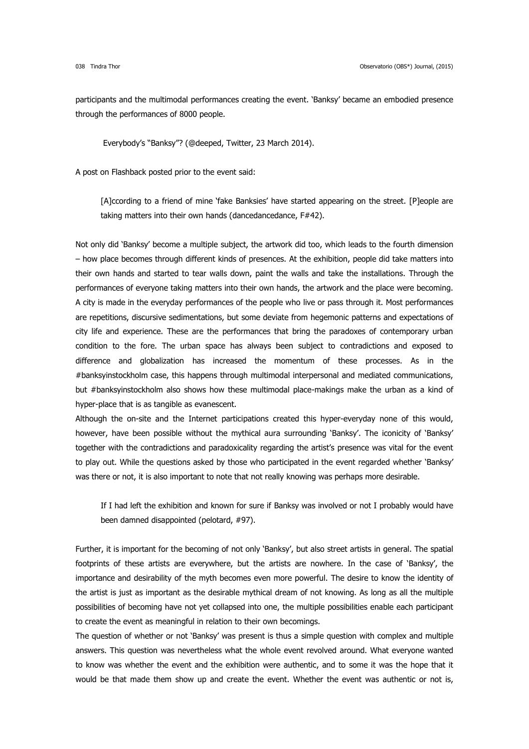participants and the multimodal performances creating the event. 'Banksy' became an embodied presence through the performances of 8000 people.

> Everybody's "Banksy"? (@deeped, Twitter, 23 March 2014).

A post on Flashback posted prior to the event said:

> [A]ccording to a friend of mine 'fake Banksies' have started appearing on the street. [P]eople are taking matters into their own hands (dancedancedance, F#42).

Not only did 'Banksy' become a multiple subject, the artwork did too, which leads to the fourth dimension – how place becomes through different kinds of presences. At the exhibition, people did take matters into their own hands and started to tear walls down, paint the walls and take the installations. Through the performances of everyone taking matters into their own hands, the artwork and the place were becoming. A city is made in the everyday performances of the people who live or pass through it. Most performances are repetitions, discursive sedimentations, but some deviate from hegemonic patterns and expectations of city life and experience. These are the performances that bring the paradoxes of contemporary urban condition to the fore. The urban space has always been subject to contradictions and exposed to difference and globalization has increased the momentum of these processes. As in the #banksyinstockholm case, this happens through multimodal interpersonal and mediated communications, but #banksyinstockholm also shows how these multimodal place-makings make the urban as a kind of hyper-place that is as tangible as evanescent.

Although the on-site and the Internet participations created this hyper-everyday none of this would, however, have been possible without the mythical aura surrounding 'Banksy'. The iconicity of 'Banksy' together with the contradictions and paradoxicality regarding the artist's presence was vital for the event to play out. While the questions asked by those who participated in the event regarded whether 'Banksy' was there or not, it is also important to note that not really knowing was perhaps more desirable.

> If I had left the exhibition and known for sure if Banksy was involved or not I probably would have been damned disappointed (pelotard, #97).

Further, it is important for the becoming of not only 'Banksy', but also street artists in general. The spatial footprints of these artists are everywhere, but the artists are nowhere. In the case of 'Banksy', the importance and desirability of the myth becomes even more powerful. The desire to know the identity of the artist is just as important as the desirable mythical dream of not knowing. As long as all the multiple possibilities of becoming have not yet collapsed into one, the multiple possibilities enable each participant to create the event as meaningful in relation to their own becomings.

The question of whether or not 'Banksy' was present is thus a simple question with complex and multiple answers. This question was nevertheless what the whole event revolved around. What everyone wanted to know was whether the event and the exhibition were authentic, and to some it was the hope that it would be that made them show up and create the event. Whether the event was authentic or not is,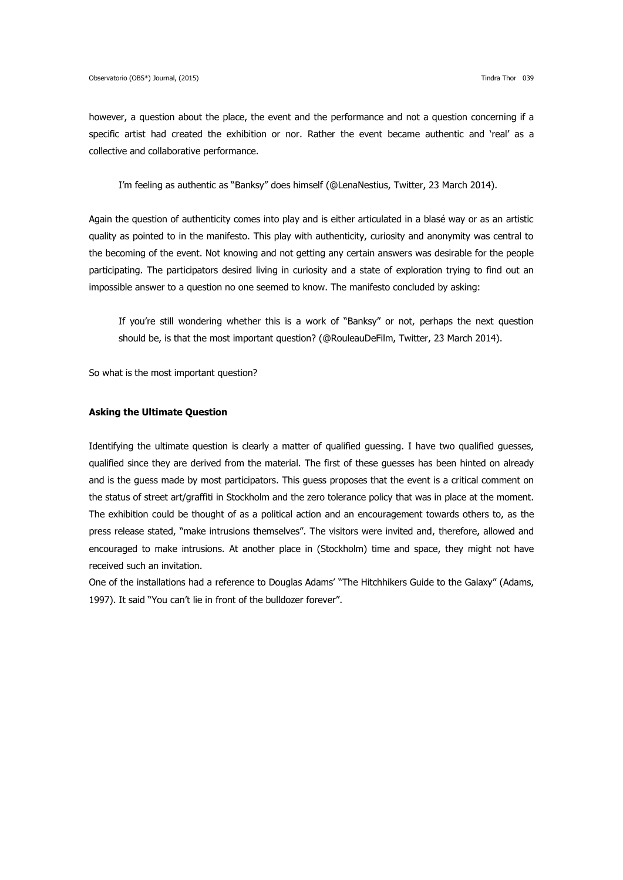however, a question about the place, the event and the performance and not a question concerning if a specific artist had created the exhibition or nor. Rather the event became authentic and 'real' as a collective and collaborative performance.

> I'm feeling as authentic as "Banksy" does himself (@LenaNestius, Twitter, 23 March 2014).

Again the question of authenticity comes into play and is either articulated in a blasé way or as an artistic quality as pointed to in the manifesto. This play with authenticity, curiosity and anonymity was central to the becoming of the event. Not knowing and not getting any certain answers was desirable for the people participating. The participators desired living in curiosity and a state of exploration trying to find out an impossible answer to a question no one seemed to know. The manifesto concluded by asking:

> If you're still wondering whether this is a work of "Banksy" or not, perhaps the next question should be, is that the most important question? (@RouleauDeFilm, Twitter, 23 March 2014).

So what is the most important question?

**Asking the Ultimate Question**

Identifying the ultimate question is clearly a matter of qualified guessing. I have two qualified guesses, qualified since they are derived from the material. The first of these guesses has been hinted on already and is the guess made by most participators. This guess proposes that the event is a critical comment on the status of street art/graffiti in Stockholm and the zero tolerance policy that was in place at the moment. The exhibition could be thought of as a political action and an encouragement towards others to, as the press release stated, "make intrusions themselves". The visitors were invited and, therefore, allowed and encouraged to make intrusions. At another place in (Stockholm) time and space, they might not have received such an invitation.

One of the installations had a reference to Douglas Adams' "The Hitchhikers Guide to the Galaxy" (Adams, 1997). It said "You can't lie in front of the bulldozer forever".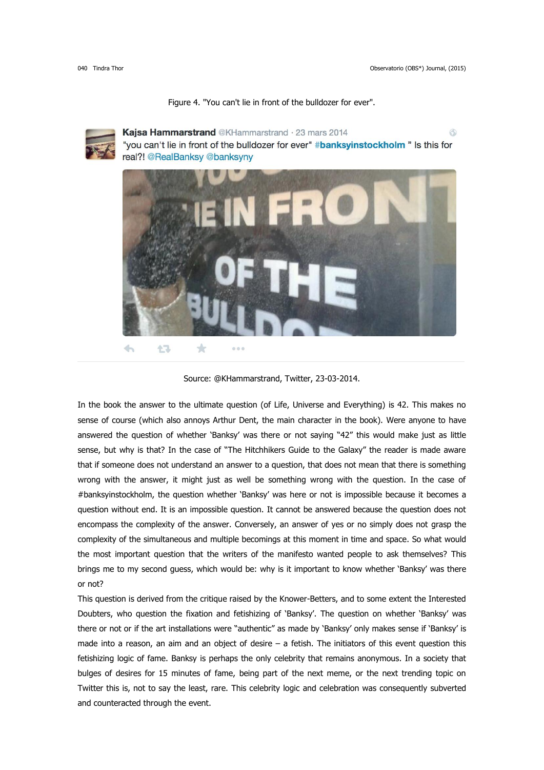Figure 4. "You can't lie in front of the bulldozer for ever".

Source: @KHammarstrand, Twitter, 23-03-2014.

In the book the answer to the ultimate question (of Life, Universe and Everything) is 42. This makes no sense of course (which also annoys Arthur Dent, the main character in the book). Were anyone to have answered the question of whether 'Banksy' was there or not saying "42" this would make just as little sense, but why is that? In the case of "The Hitchhikers Guide to the Galaxy" the reader is made aware that if someone does not understand an answer to a question, that does not mean that there is something wrong with the answer, it might just as well be something wrong with the question. In the case of #banksyinstockholm, the question whether 'Banksy' was here or not is impossible because it becomes a question without end. It is an impossible question. It cannot be answered because the question does not encompass the complexity of the answer. Conversely, an answer of yes or no simply does not grasp the complexity of the simultaneous and multiple becomings at this moment in time and space. So what would the most important question that the writers of the manifesto wanted people to ask themselves? This brings me to my second guess, which would be: why is it important to know whether 'Banksy' was there or not?

This question is derived from the critique raised by the Knower-Betters, and to some extent the Interested Doubters, who question the fixation and fetishizing of 'Banksy'. The question on whether 'Banksy' was there or not or if the art installations were "authentic" as made by 'Banksy' only makes sense if 'Banksy' is made into a reason, an aim and an object of desire – a fetish. The initiators of this event question this fetishizing logic of fame. Banksy is perhaps the only celebrity that remains anonymous. In a society that bulges of desires for 15 minutes of fame, being part of the next meme, or the next trending topic on Twitter this is, not to say the least, rare. This celebrity logic and celebration was consequently subverted and counteracted through the event.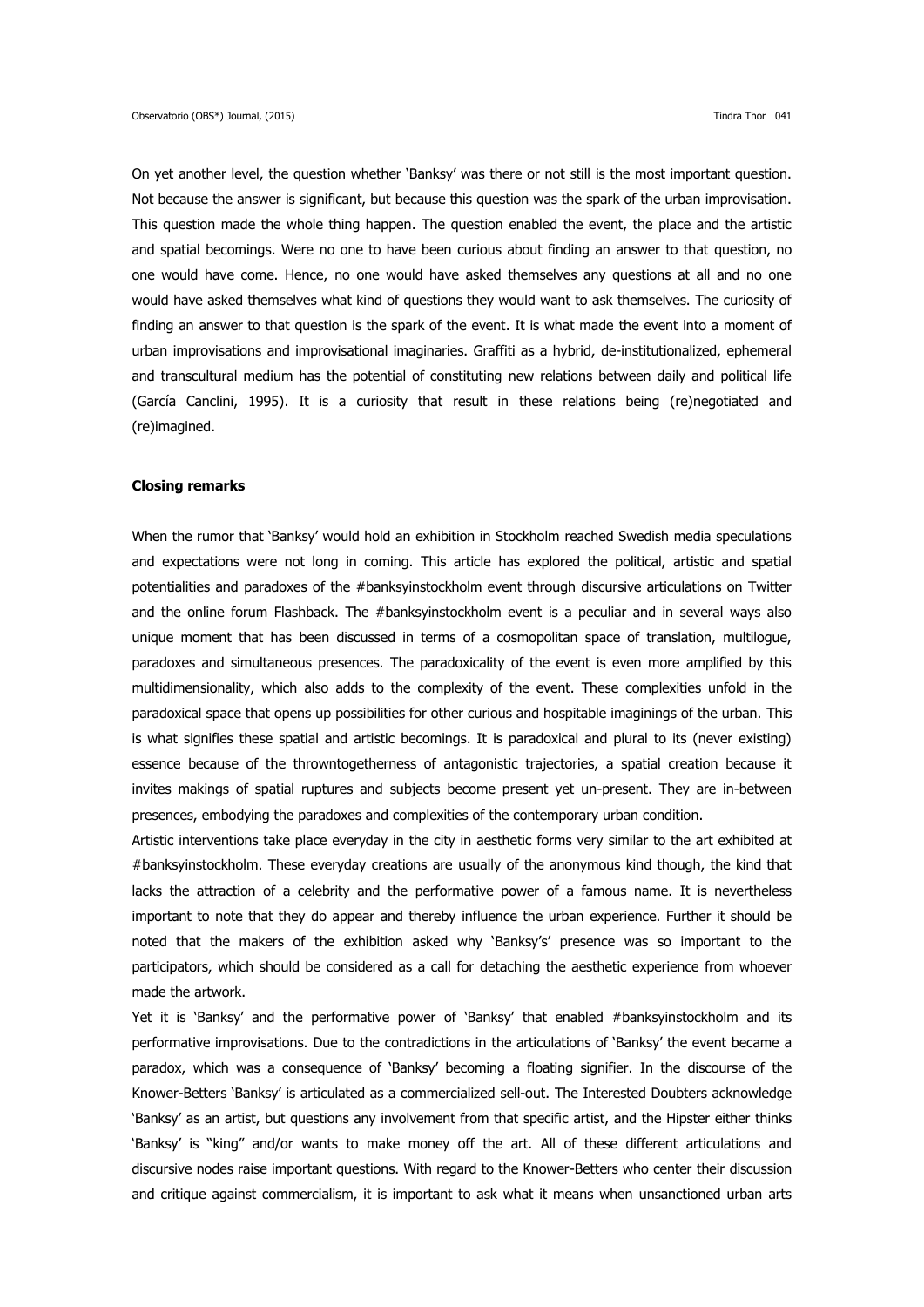On yet another level, the question whether 'Banksy' was there or not still is the most important question. Not because the answer is significant, but because this question was the spark of the urban improvisation. This question made the whole thing happen. The question enabled the event, the place and the artistic and spatial becomings. Were no one to have been curious about finding an answer to that question, no one would have come. Hence, no one would have asked themselves any questions at all and no one would have asked themselves what kind of questions they would want to ask themselves. The curiosity of finding an answer to that question is the spark of the event. It is what made the event into a moment of urban improvisations and improvisational imaginaries. Graffiti as a hybrid, de-institutionalized, ephemeral and transcultural medium has the potential of constituting new relations between daily and political life (García Canclini, 1995). It is a curiosity that result in these relations being (re)negotiated and (re)imagined.

**Closing remarks**

When the rumor that 'Banksy' would hold an exhibition in Stockholm reached Swedish media speculations and expectations were not long in coming. This article has explored the political, artistic and spatial potentialities and paradoxes of the #banksyinstockholm event through discursive articulations on Twitter and the online forum Flashback. The #banksyinstockholm event is a peculiar and in several ways also unique moment that has been discussed in terms of a cosmopolitan space of translation, multilogue, paradoxes and simultaneous presences. The paradoxicality of the event is even more amplified by this multidimensionality, which also adds to the complexity of the event. These complexities unfold in the paradoxical space that opens up possibilities for other curious and hospitable imaginings of the urban. This is what signifies these spatial and artistic becomings. It is paradoxical and plural to its (never existing) essence because of the throwntogetherness of antagonistic trajectories, a spatial creation because it invites makings of spatial ruptures and subjects become present yet un-present. They are in-between presences, embodying the paradoxes and complexities of the contemporary urban condition.

Artistic interventions take place everyday in the city in aesthetic forms very similar to the art exhibited at #banksyinstockholm. These everyday creations are usually of the anonymous kind though, the kind that lacks the attraction of a celebrity and the performative power of a famous name. It is nevertheless important to note that they do appear and thereby influence the urban experience. Further it should be noted that the makers of the exhibition asked why 'Banksy's' presence was so important to the participators, which should be considered as a call for detaching the aesthetic experience from whoever made the artwork.

Yet it is 'Banksy' and the performative power of 'Banksy' that enabled #banksyinstockholm and its performative improvisations. Due to the contradictions in the articulations of 'Banksy' the event became a paradox, which was a consequence of 'Banksy' becoming a floating signifier. In the discourse of the Knower-Betters 'Banksy' is articulated as a commercialized sell-out. The Interested Doubters acknowledge 'Banksy' as an artist, but questions any involvement from that specific artist, and the Hipster either thinks 'Banksy' is "king" and/or wants to make money off the art. All of these different articulations and discursive nodes raise important questions. With regard to the Knower-Betters who center their discussion and critique against commercialism, it is important to ask what it means when unsanctioned urban arts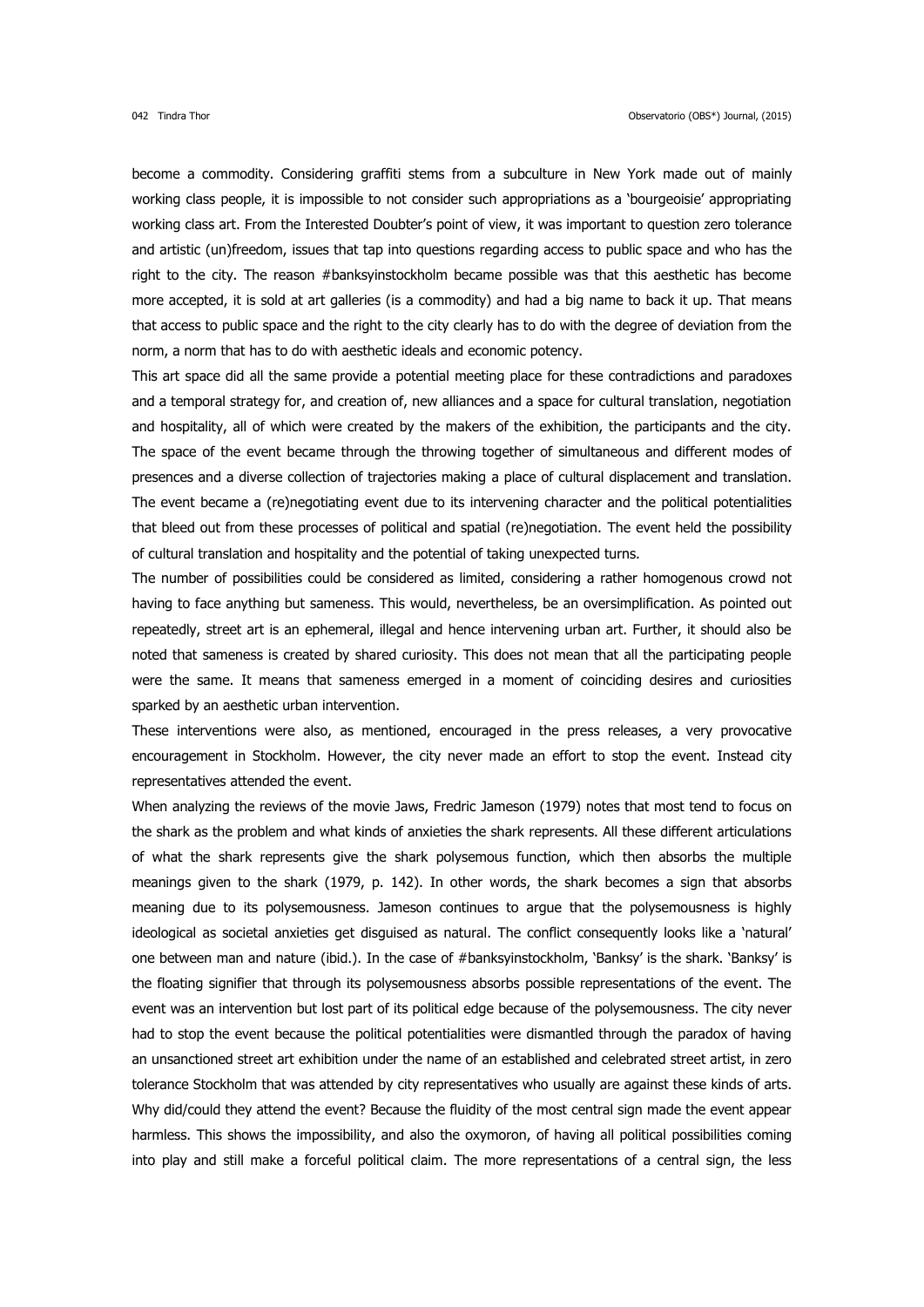become a commodity. Considering graffiti stems from a subculture in New York made out of mainly working class people, it is impossible to not consider such appropriations as a 'bourgeoisie' appropriating working class art. From the Interested Doubter's point of view, it was important to question zero tolerance and artistic (un)freedom, issues that tap into questions regarding access to public space and who has the right to the city. The reason #banksyinstockholm became possible was that this aesthetic has become more accepted, it is sold at art galleries (is a commodity) and had a big name to back it up. That means that access to public space and the right to the city clearly has to do with the degree of deviation from the norm, a norm that has to do with aesthetic ideals and economic potency.

This art space did all the same provide a potential meeting place for these contradictions and paradoxes and a temporal strategy for, and creation of, new alliances and a space for cultural translation, negotiation and hospitality, all of which were created by the makers of the exhibition, the participants and the city. The space of the event became through the throwing together of simultaneous and different modes of presences and a diverse collection of trajectories making a place of cultural displacement and translation. The event became a (re)negotiating event due to its intervening character and the political potentialities that bleed out from these processes of political and spatial (re)negotiation. The event held the possibility of cultural translation and hospitality and the potential of taking unexpected turns.

The number of possibilities could be considered as limited, considering a rather homogenous crowd not having to face anything but sameness. This would, nevertheless, be an oversimplification. As pointed out repeatedly, street art is an ephemeral, illegal and hence intervening urban art. Further, it should also be noted that sameness is created by shared curiosity. This does not mean that all the participating people were the same. It means that sameness emerged in a moment of coinciding desires and curiosities sparked by an aesthetic urban intervention.

These interventions were also, as mentioned, encouraged in the press releases, a very provocative encouragement in Stockholm. However, the city never made an effort to stop the event. Instead city representatives attended the event.

When analyzing the reviews of the movie Jaws, Fredric Jameson (1979) notes that most tend to focus on the shark as the problem and what kinds of anxieties the shark represents. All these different articulations of what the shark represents give the shark polysemous function, which then absorbs the multiple meanings given to the shark (1979, p. 142). In other words, the shark becomes a sign that absorbs meaning due to its polysemousness. Jameson continues to argue that the polysemousness is highly ideological as societal anxieties get disguised as natural. The conflict consequently looks like a 'natural' one between man and nature (ibid.). In the case of #banksyinstockholm, 'Banksy' is the shark. 'Banksy' is the floating signifier that through its polysemousness absorbs possible representations of the event. The event was an intervention but lost part of its political edge because of the polysemousness. The city never had to stop the event because the political potentialities were dismantled through the paradox of having an unsanctioned street art exhibition under the name of an established and celebrated street artist, in zero tolerance Stockholm that was attended by city representatives who usually are against these kinds of arts. Why did/could they attend the event? Because the fluidity of the most central sign made the event appear harmless. This shows the impossibility, and also the oxymoron, of having all political possibilities coming into play and still make a forceful political claim. The more representations of a central sign, the less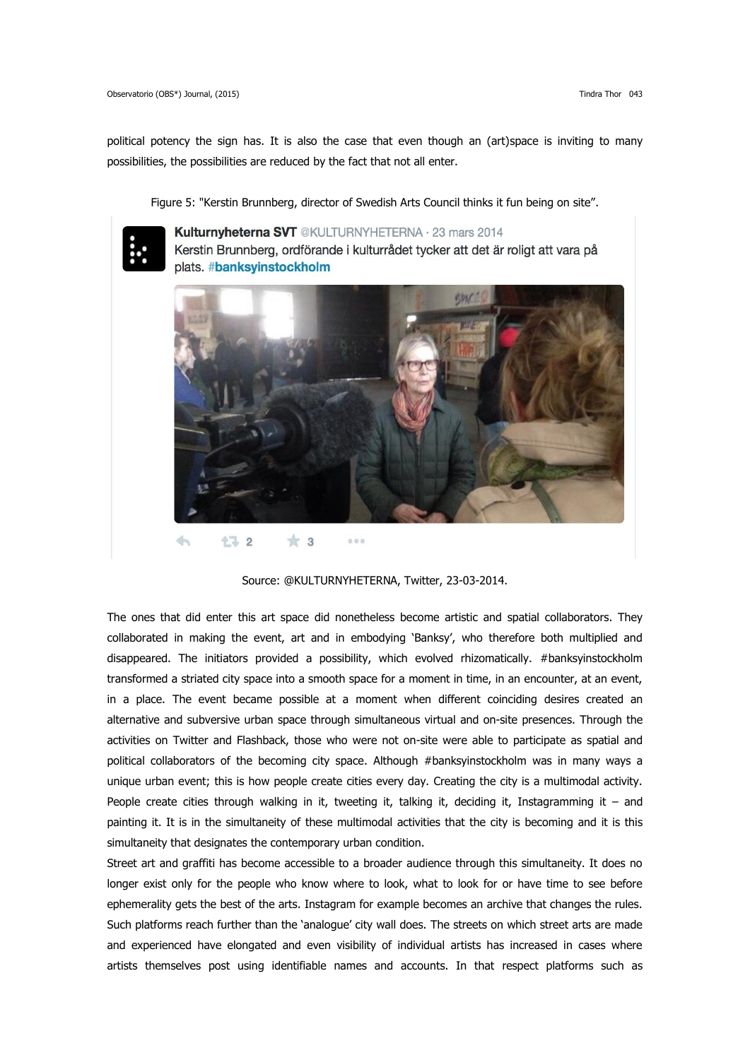political potency the sign has. It is also the case that even though an (art)space is inviting to many possibilities, the possibilities are reduced by the fact that not all enter.

Figure 5: "Kerstin Brunnberg, director of Swedish Arts Council thinks it fun being on site".

Source: @KULTURNYHETERNA, Twitter, 23-03-2014.

The ones that did enter this art space did nonetheless become artistic and spatial collaborators. They collaborated in making the event, art and in embodying 'Banksy', who therefore both multiplied and disappeared. The initiators provided a possibility, which evolved rhizomatically. #banksyinstockholm transformed a striated city space into a smooth space for a moment in time, in an encounter, at an event, in a place. The event became possible at a moment when different coinciding desires created an alternative and subversive urban space through simultaneous virtual and on-site presences. Through the activities on Twitter and Flashback, those who were not on-site were able to participate as spatial and political collaborators of the becoming city space. Although #banksyinstockholm was in many ways a unique urban event; this is how people create cities every day. Creating the city is a multimodal activity. People create cities through walking in it, tweeting it, talking it, deciding it, Instagramming it – and painting it. It is in the simultaneity of these multimodal activities that the city is becoming and it is this simultaneity that designates the contemporary urban condition.

Street art and graffiti has become accessible to a broader audience through this simultaneity. It does no longer exist only for the people who know where to look, what to look for or have time to see before ephemerality gets the best of the arts. Instagram for example becomes an archive that changes the rules. Such platforms reach further than the 'analogue' city wall does. The streets on which street arts are made and experienced have elongated and even visibility of individual artists has increased in cases where artists themselves post using identifiable names and accounts. In that respect platforms such as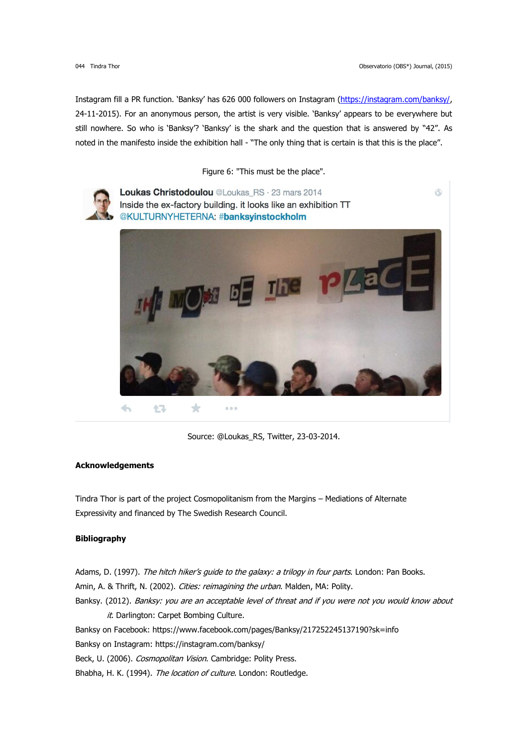Instagram fill a PR function. 'Banksy' has 626 000 followers on Instagram (https://instagram.com/banksy/, 24-11-2015). For an anonymous person, the artist is very visible. 'Banksy' appears to be everywhere but still nowhere. So who is 'Banksy'? 'Banksy' is the shark and the question that is answered by "42". As noted in the manifesto inside the exhibition hall - "The only thing that is certain is that this is the place".

Figure 6: "This must be the place".

Loukas Christodoulou @Loukas_RS · 23 mars 2014
Inside the ex-factory building. it looks like an exhibition TT @KULTURNYHETERNA: #banksyinstockholm

Source: @Loukas_RS, Twitter, 23-03-2014.

**Acknowledgements**

Tindra Thor is part of the project Cosmopolitanism from the Margins – Mediations of Alternate Expressivity and financed by The Swedish Research Council.

**Bibliography**

Adams, D. (1997). *The hitch hiker's guide to the galaxy: a trilogy in four parts*. London: Pan Books.

Amin, A. & Thrift, N. (2002). *Cities: reimagining the urban*. Malden, MA: Polity.

Banksy. (2012). *Banksy: you are an acceptable level of threat and if you were not you would know about it*. Darlington: Carpet Bombing Culture.

Banksy on Facebook: https://www.facebook.com/pages/Banksy/217252245137190?sk=info

Banksy on Instagram: https://instagram.com/banksy/

Beck, U. (2006). *Cosmopolitan Vision*. Cambridge: Polity Press.

Bhabha, H. K. (1994). *The location of culture*. London: Routledge.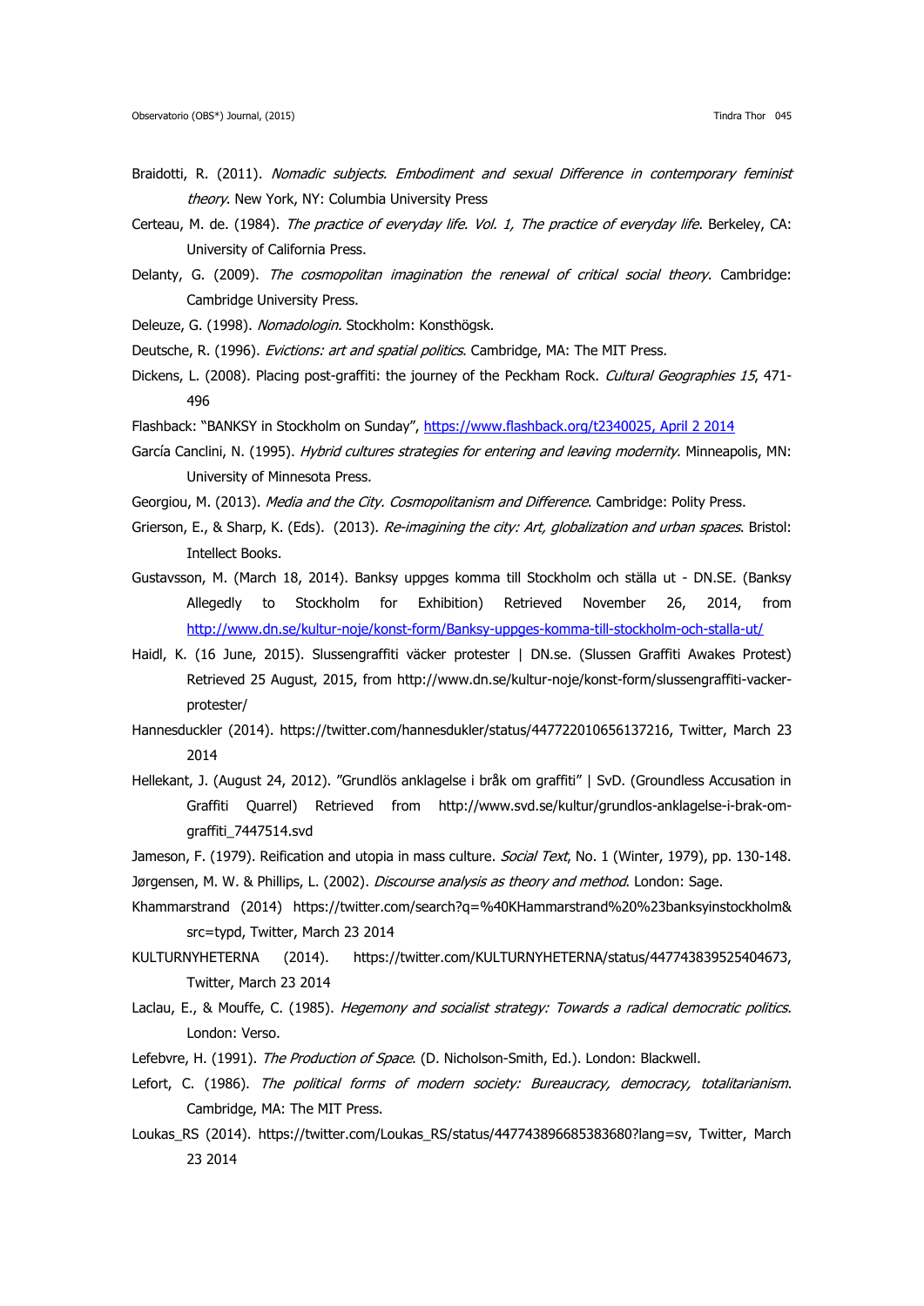Braidotti, R. (2011). *Nomadic subjects. Embodiment and sexual Difference in contemporary feminist theory*. New York, NY: Columbia University Press

Certeau, M. de. (1984). *The practice of everyday life. Vol. 1, The practice of everyday life*. Berkeley, CA: University of California Press.

Delanty, G. (2009). *The cosmopolitan imagination the renewal of critical social theory*. Cambridge: Cambridge University Press.

Deleuze, G. (1998). *Nomadologin*. Stockholm: Konsthögsk.

Deutsche, R. (1996). *Evictions: art and spatial politics*. Cambridge, MA: The MIT Press.

Dickens, L. (2008). Placing post-graffiti: the journey of the Peckham Rock. *Cultural Geographies 15*, 471-496

Flashback: "BANKSY in Stockholm on Sunday", https://www.flashback.org/t2340025, April 2 2014

García Canclini, N. (1995). *Hybrid cultures strategies for entering and leaving modernity*. Minneapolis, MN: University of Minnesota Press.

Georgiou, M. (2013). *Media and the City. Cosmopolitanism and Difference*. Cambridge: Polity Press.

Grierson, E., & Sharp, K. (Eds). (2013). *Re-imagining the city: Art, globalization and urban spaces*. Bristol: Intellect Books.

Gustavsson, M. (March 18, 2014). Banksy uppges komma till Stockholm och ställa ut - DN.SE. (Banksy Allegedly to Stockholm for Exhibition) Retrieved November 26, 2014, from http://www.dn.se/kultur-noje/konst-form/Banksy-uppges-komma-till-stockholm-och-stalla-ut/

Haidl, K. (16 June, 2015). Slussengraffiti väcker protester | DN.se. (Slussen Graffiti Awakes Protest) Retrieved 25 August, 2015, from http://www.dn.se/kultur-noje/konst-form/slussengraffiti-vacker-protester/

Hannesduckler (2014). https://twitter.com/hannesdukler/status/447722010656137216, Twitter, March 23 2014

Hellekant, J. (August 24, 2012). "Grundlös anklagelse i bråk om graffiti" | SvD. (Groundless Accusation in Graffiti Quarrel) Retrieved from http://www.svd.se/kultur/grundlos-anklagelse-i-brak-om-graffiti_7447514.svd

Jameson, F. (1979). Reification and utopia in mass culture. *Social Text*, No. 1 (Winter, 1979), pp. 130-148.

Jørgensen, M. W. & Phillips, L. (2002). *Discourse analysis as theory and method*. London: Sage.

Khammarstrand (2014) https://twitter.com/search?q=%40KHammarstrand%20%23banksyinstockholm&src=typd, Twitter, March 23 2014

KULTURNYHETERNA (2014). https://twitter.com/KULTURNYHETERNA/status/447743839525404673, Twitter, March 23 2014

Laclau, E., & Mouffe, C. (1985). *Hegemony and socialist strategy: Towards a radical democratic politics*. London: Verso.

Lefebvre, H. (1991). *The Production of Space*. (D. Nicholson-Smith, Ed.). London: Blackwell.

Lefort, C. (1986). *The political forms of modern society: Bureaucracy, democracy, totalitarianism*. Cambridge, MA: The MIT Press.

Loukas_RS (2014). https://twitter.com/Loukas_RS/status/447743896685383680?lang=sv, Twitter, March 23 2014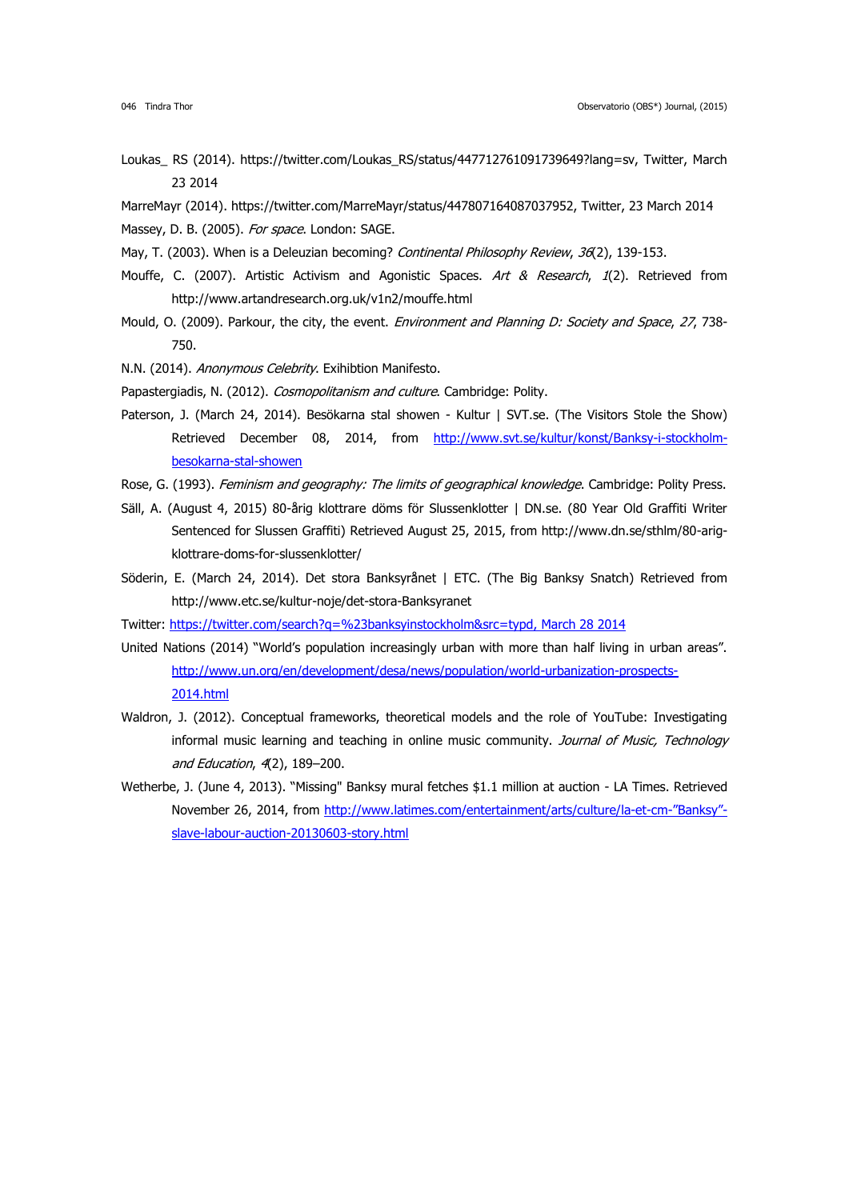Loukas_ RS (2014). https://twitter.com/Loukas_RS/status/447712761091739649?lang=sv, Twitter, March 23 2014

MarreMayr (2014). https://twitter.com/MarreMayr/status/447807164087037952, Twitter, 23 March 2014

Massey, D. B. (2005). *For space*. London: SAGE.

May, T. (2003). When is a Deleuzian becoming? *Continental Philosophy Review*, *36*(2), 139-153.

Mouffe, C. (2007). Artistic Activism and Agonistic Spaces. *Art & Research*, *1*(2). Retrieved from http://www.artandresearch.org.uk/v1n2/mouffe.html

Mould, O. (2009). Parkour, the city, the event. *Environment and Planning D: Society and Space*, *27*, 738-750.

N.N. (2014). *Anonymous Celebrity*. Exihibtion Manifesto.

Papastergiadis, N. (2012). *Cosmopolitanism and culture*. Cambridge: Polity.

Paterson, J. (March 24, 2014). Besökarna stal showen - Kultur | SVT.se. (The Visitors Stole the Show) Retrieved December 08, 2014, from http://www.svt.se/kultur/konst/Banksy-i-stockholm-besokarna-stal-showen

Rose, G. (1993). *Feminism and geography: The limits of geographical knowledge*. Cambridge: Polity Press.

Säll, A. (August 4, 2015) 80-årig klottrare döms för Slussenklotter | DN.se. (80 Year Old Graffiti Writer Sentenced for Slussen Graffiti) Retrieved August 25, 2015, from http://www.dn.se/sthlm/80-arig-klottrare-doms-for-slussenklotter/

Söderin, E. (March 24, 2014). Det stora Banksyrånet | ETC. (The Big Banksy Snatch) Retrieved from http://www.etc.se/kultur-noje/det-stora-Banksyranet

Twitter: https://twitter.com/search?q=%23banksyinstockholm&src=typd, March 28 2014

United Nations (2014) "World's population increasingly urban with more than half living in urban areas". http://www.un.org/en/development/desa/news/population/world-urbanization-prospects-2014.html

Waldron, J. (2012). Conceptual frameworks, theoretical models and the role of YouTube: Investigating informal music learning and teaching in online music community. *Journal of Music, Technology and Education*, *4*(2), 189–200.

Wetherbe, J. (June 4, 2013). "Missing" Banksy mural fetches $1.1 million at auction - LA Times. Retrieved November 26, 2014, from http://www.latimes.com/entertainment/arts/culture/la-et-cm-"Banksy"-slave-labour-auction-20130603-story.html